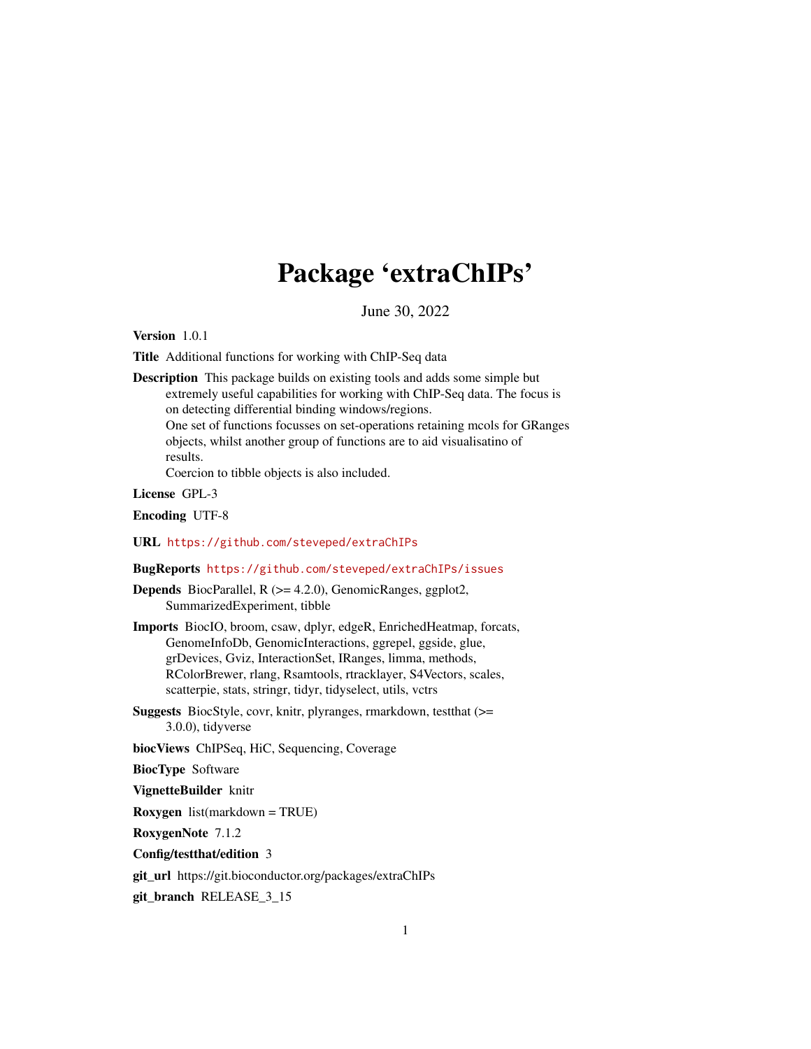# Package 'extraChIPs'

June 30, 2022

**Version** 1.0.1

**Title** Additional functions for working with ChIP-Seq data

**Description** This package builds on existing tools and adds some simple but extremely useful capabilities for working with ChIP-Seq data. The focus is on detecting differential binding windows/regions.
One set of functions focusses on set-operations retaining mcols for GRanges objects, whilst another group of functions are to aid visualisatino of results.
Coercion to tibble objects is also included.

**License** GPL-3

**Encoding** UTF-8

**URL** https://github.com/steveped/extraChIPs

**BugReports** https://github.com/steveped/extraChIPs/issues

**Depends** BiocParallel, R (>= 4.2.0), GenomicRanges, ggplot2, SummarizedExperiment, tibble

**Imports** BiocIO, broom, csaw, dplyr, edgeR, EnrichedHeatmap, forcats, GenomeInfoDb, GenomicInteractions, ggrepel, ggside, glue, grDevices, Gviz, InteractionSet, IRanges, limma, methods, RColorBrewer, rlang, Rsamtools, rtracklayer, S4Vectors, scales, scatterpie, stats, stringr, tidyr, tidyselect, utils, vctrs

**Suggests** BiocStyle, covr, knitr, plyranges, rmarkdown, testthat (>= 3.0.0), tidyverse

**biocViews** ChIPSeq, HiC, Sequencing, Coverage

**BiocType** Software

**VignetteBuilder** knitr

**Roxygen** list(markdown = TRUE)

**RoxygenNote** 7.1.2

**Config/testthat/edition** 3

**git_url** https://git.bioconductor.org/packages/extraChIPs

**git_branch** RELEASE_3_15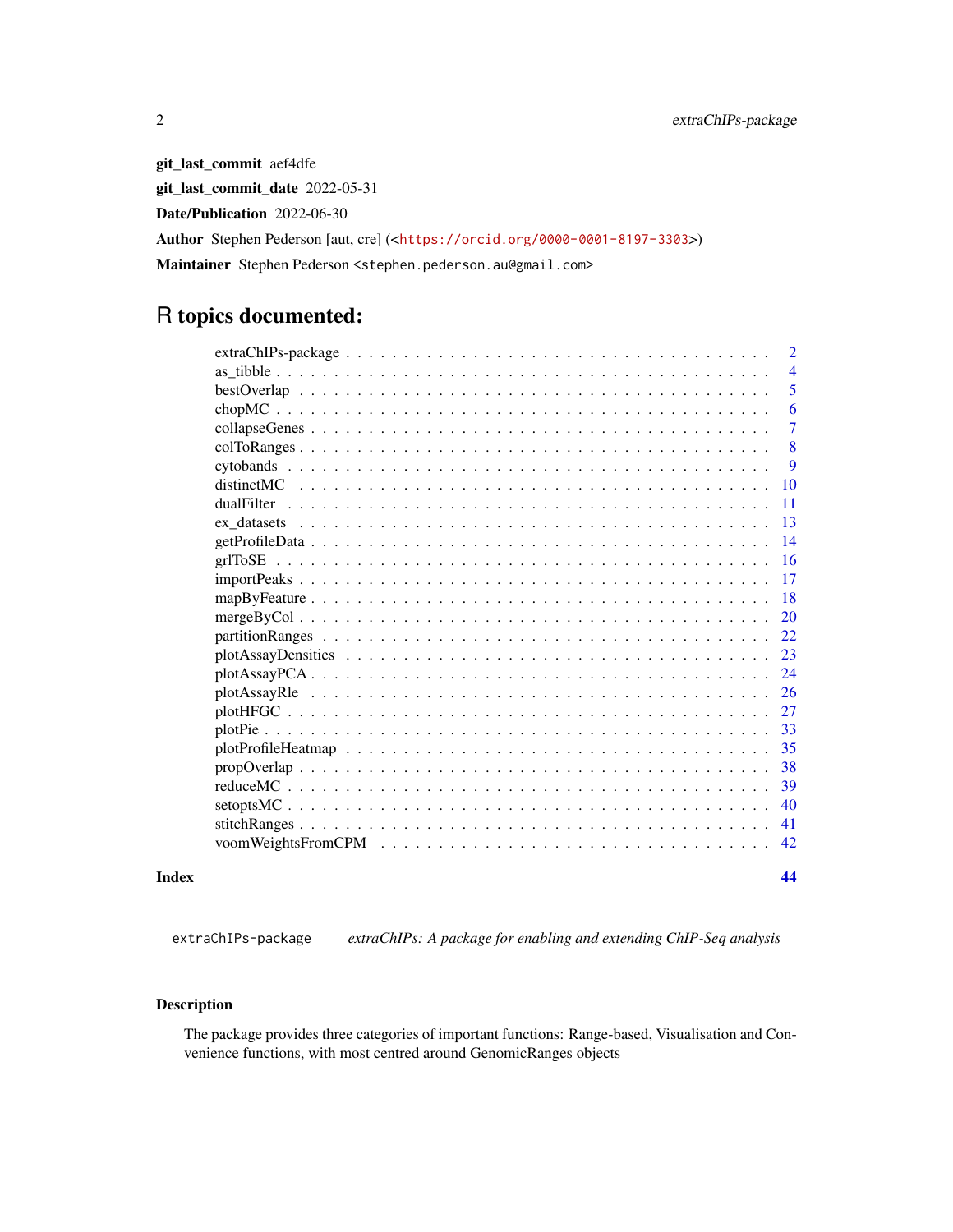**git_last_commit** aef4dfe

**git_last_commit_date** 2022-05-31

**Date/Publication** 2022-06-30

**Author** Stephen Pederson [aut, cre] (<https://orcid.org/0000-0001-8197-3303>)

**Maintainer** Stephen Pederson <stephen.pederson.au@gmail.com>

# R topics documented:

| | |
|---|---|
| extraChIPs-package | 2 |
| as_tibble | 4 |
| bestOverlap | 5 |
| chopMC | 6 |
| collapseGenes | 7 |
| colToRanges | 8 |
| cytobands | 9 |
| distinctMC | 10 |
| dualFilter | 11 |
| ex_datasets | 13 |
| getProfileData | 14 |
| grlToSE | 16 |
| importPeaks | 17 |
| mapByFeature | 18 |
| mergeByCol | 20 |
| partitionRanges | 22 |
| plotAssayDensities | 23 |
| plotAssayPCA | 24 |
| plotAssayRle | 26 |
| plotHFGC | 27 |
| plotPie | 33 |
| plotProfileHeatmap | 35 |
| propOverlap | 38 |
| reduceMC | 39 |
| setoptsMC | 40 |
| stitchRanges | 41 |
| voomWeightsFromCPM | 42 |

**Index** **44**

---

extraChIPs-package *extraChIPs: A package for enabling and extending ChIP-Seq analysis*

---

## Description

The package provides three categories of important functions: Range-based, Visualisation and Convenience functions, with most centred around GenomicRanges objects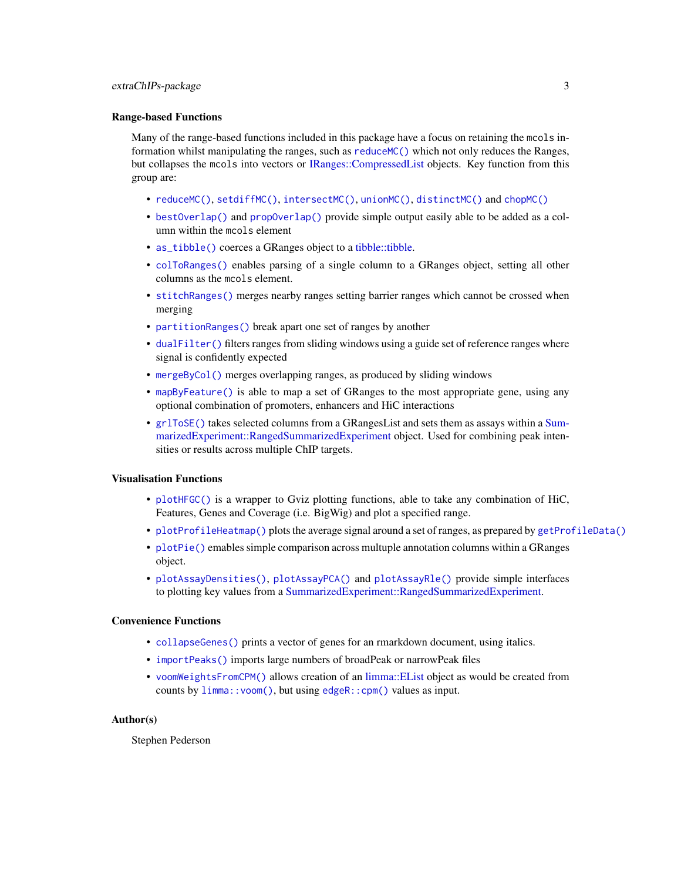### Range-based Functions

Many of the range-based functions included in this package have a focus on retaining the `mcols` information whilst manipulating the ranges, such as `reduceMC()` which not only reduces the Ranges, but collapses the `mcols` into vectors or IRanges::CompressedList objects. Key function from this group are:

- `reduceMC()`, `setdiffMC()`, `intersectMC()`, `unionMC()`, `distinctMC()` and `chopMC()`
- `bestOverlap()` and `propOverlap()` provide simple output easily able to be added as a column within the `mcols` element
- `as_tibble()` coerces a GRanges object to a tibble::tibble.
- `colToRanges()` enables parsing of a single column to a GRanges object, setting all other columns as the `mcols` element.
- `stitchRanges()` merges nearby ranges setting barrier ranges which cannot be crossed when merging
- `partitionRanges()` break apart one set of ranges by another
- `dualFilter()` filters ranges from sliding windows using a guide set of reference ranges where signal is confidently expected
- `mergeByCol()` merges overlapping ranges, as produced by sliding windows
- `mapByFeature()` is able to map a set of GRanges to the most appropriate gene, using any optional combination of promoters, enhancers and HiC interactions
- `grlToSE()` takes selected columns from a GRangesList and sets them as assays within a SummarizedExperiment::RangedSummarizedExperiment object. Used for combining peak intensities or results across multiple ChIP targets.

### Visualisation Functions

- `plotHFGC()` is a wrapper to Gviz plotting functions, able to take any combination of HiC, Features, Genes and Coverage (i.e. BigWig) and plot a specified range.
- `plotProfileHeatmap()` plots the average signal around a set of ranges, as prepared by `getProfileData()`
- `plotPie()` enables simple comparison across multuple annotation columns within a GRanges object.
- `plotAssayDensities()`, `plotAssayPCA()` and `plotAssayRle()` provide simple interfaces to plotting key values from a SummarizedExperiment::RangedSummarizedExperiment.

### Convenience Functions

- `collapseGenes()` prints a vector of genes for an rmarkdown document, using italics.
- `importPeaks()` imports large numbers of broadPeak or narrowPeak files
- `voomWeightsFromCPM()` allows creation of an limma::EList object as would be created from counts by `limma::voom()`, but using `edgeR::cpm()` values as input.

### Author(s)

Stephen Pederson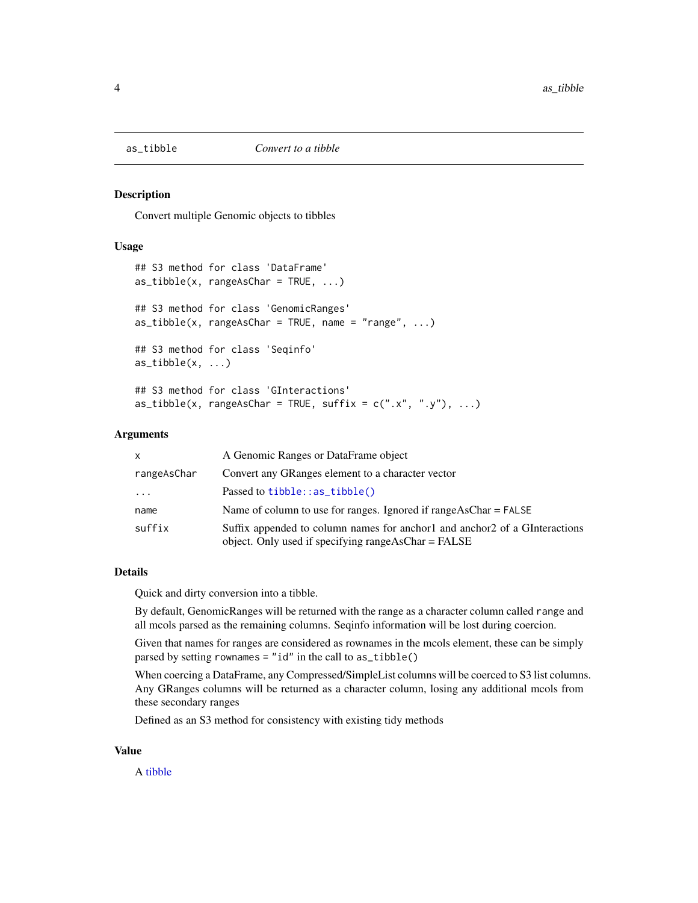as_tibble — *Convert to a tibble*

## Description

Convert multiple Genomic objects to tibbles

## Usage

```
## S3 method for class 'DataFrame'
as_tibble(x, rangeAsChar = TRUE, ...)

## S3 method for class 'GenomicRanges'
as_tibble(x, rangeAsChar = TRUE, name = "range", ...)

## S3 method for class 'Seqinfo'
as_tibble(x, ...)

## S3 method for class 'GInteractions'
as_tibble(x, rangeAsChar = TRUE, suffix = c(".x", ".y"), ...)
```

## Arguments

| | |
|---|---|
| `x` | A Genomic Ranges or DataFrame object |
| `rangeAsChar` | Convert any GRanges element to a character vector |
| `...` | Passed to `tibble::as_tibble()` |
| `name` | Name of column to use for ranges. Ignored if rangeAsChar = `FALSE` |
| `suffix` | Suffix appended to column names for anchor1 and anchor2 of a GInteractions object. Only used if specifying rangeAsChar = FALSE |

## Details

Quick and dirty conversion into a tibble.

By default, GenomicRanges will be returned with the range as a character column called `range` and all mcols parsed as the remaining columns. Seqinfo information will be lost during coercion.

Given that names for ranges are considered as rownames in the mcols element, these can be simply parsed by setting `rownames = "id"` in the call to `as_tibble()`

When coercing a DataFrame, any Compressed/SimpleList columns will be coerced to S3 list columns. Any GRanges columns will be returned as a character column, losing any additional mcols from these secondary ranges

Defined as an S3 method for consistency with existing tidy methods

## Value

A tibble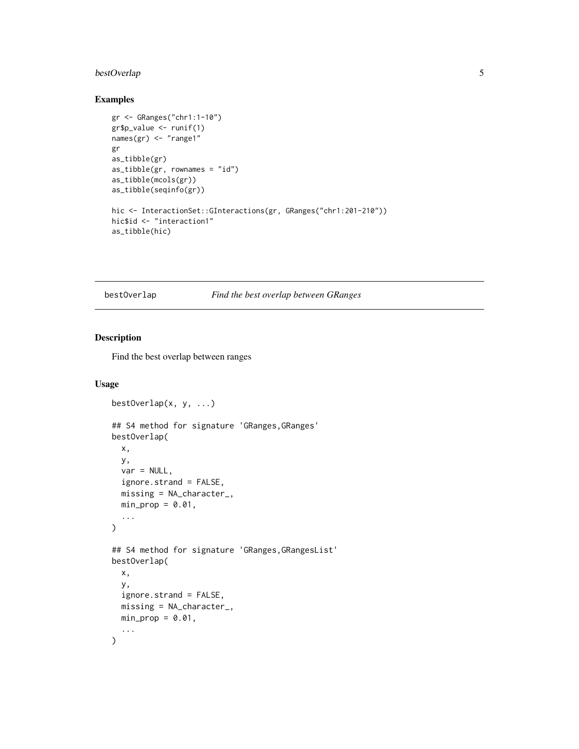## Examples

```
gr <- GRanges("chr1:1-10")
gr$p_value <- runif(1)
names(gr) <- "range1"
gr
as_tibble(gr)
as_tibble(gr, rownames = "id")
as_tibble(mcols(gr))
as_tibble(seqinfo(gr))

hic <- InteractionSet::GInteractions(gr, GRanges("chr1:201-210"))
hic$id <- "interaction1"
as_tibble(hic)
```

---

# bestOverlap — *Find the best overlap between GRanges*

---

## Description

Find the best overlap between ranges

## Usage

```
bestOverlap(x, y, ...)

## S4 method for signature 'GRanges,GRanges'
bestOverlap(
  x,
  y,
  var = NULL,
  ignore.strand = FALSE,
  missing = NA_character_,
  min_prop = 0.01,
  ...
)

## S4 method for signature 'GRanges,GRangesList'
bestOverlap(
  x,
  y,
  ignore.strand = FALSE,
  missing = NA_character_,
  min_prop = 0.01,
  ...
)
```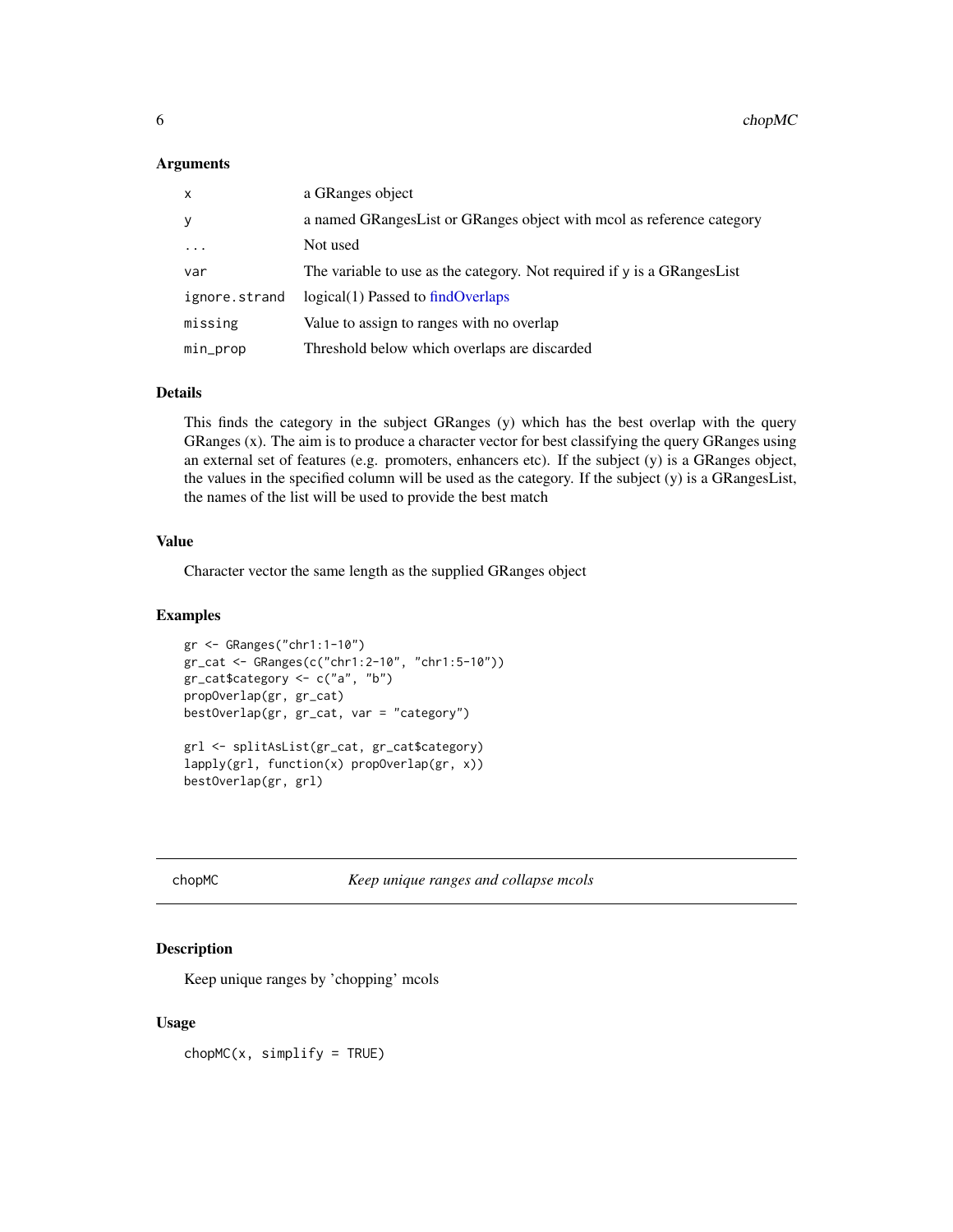### Arguments

| | |
|---|---|
| x | a GRanges object |
| y | a named GRangesList or GRanges object with mcol as reference category |
| ... | Not used |
| var | The variable to use as the category. Not required if y is a GRangesList |
| ignore.strand | logical(1) Passed to findOverlaps |
| missing | Value to assign to ranges with no overlap |
| min_prop | Threshold below which overlaps are discarded |

### Details

This finds the category in the subject GRanges (y) which has the best overlap with the query GRanges (x). The aim is to produce a character vector for best classifying the query GRanges using an external set of features (e.g. promoters, enhancers etc). If the subject (y) is a GRanges object, the values in the specified column will be used as the category. If the subject (y) is a GRangesList, the names of the list will be used to provide the best match

### Value

Character vector the same length as the supplied GRanges object

### Examples

```
gr <- GRanges("chr1:1-10")
gr_cat <- GRanges(c("chr1:2-10", "chr1:5-10"))
gr_cat$category <- c("a", "b")
propOverlap(gr, gr_cat)
bestOverlap(gr, gr_cat, var = "category")

grl <- splitAsList(gr_cat, gr_cat$category)
lapply(grl, function(x) propOverlap(gr, x))
bestOverlap(gr, grl)
```

---

## chopMC *Keep unique ranges and collapse mcols*

---

### Description

Keep unique ranges by 'chopping' mcols

### Usage

```
chopMC(x, simplify = TRUE)
```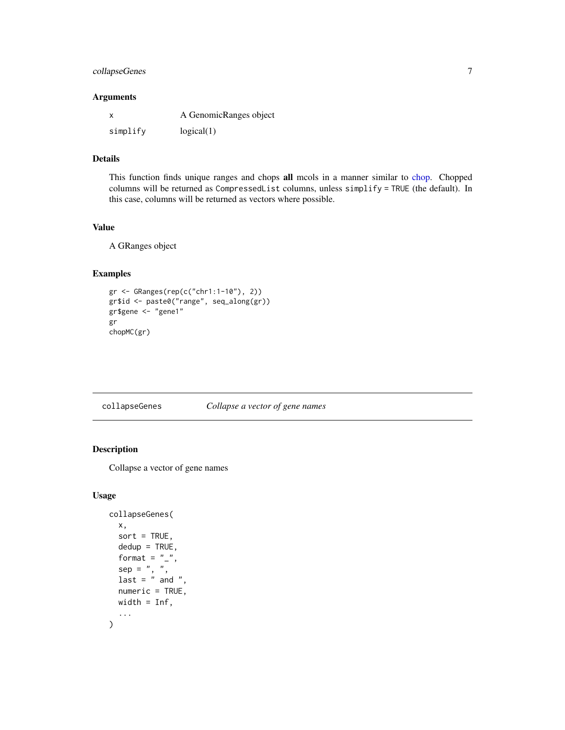### Arguments

| | |
|---|---|
| x | A GenomicRanges object |
| simplify | logical(1) |

### Details

This function finds unique ranges and chops **all** mcols in a manner similar to chop. Chopped columns will be returned as `CompressedList` columns, unless `simplify = TRUE` (the default). In this case, columns will be returned as vectors where possible.

### Value

A GRanges object

### Examples

```
gr <- GRanges(rep(c("chr1:1-10"), 2))
gr$id <- paste0("range", seq_along(gr))
gr$gene <- "gene1"
gr
chopMC(gr)
```

---

## collapseGenes *Collapse a vector of gene names*

### Description

Collapse a vector of gene names

### Usage

```
collapseGenes(
  x,
  sort = TRUE,
  dedup = TRUE,
  format = "_",
  sep = ", ",
  last = " and ",
  numeric = TRUE,
  width = Inf,
  ...
)
```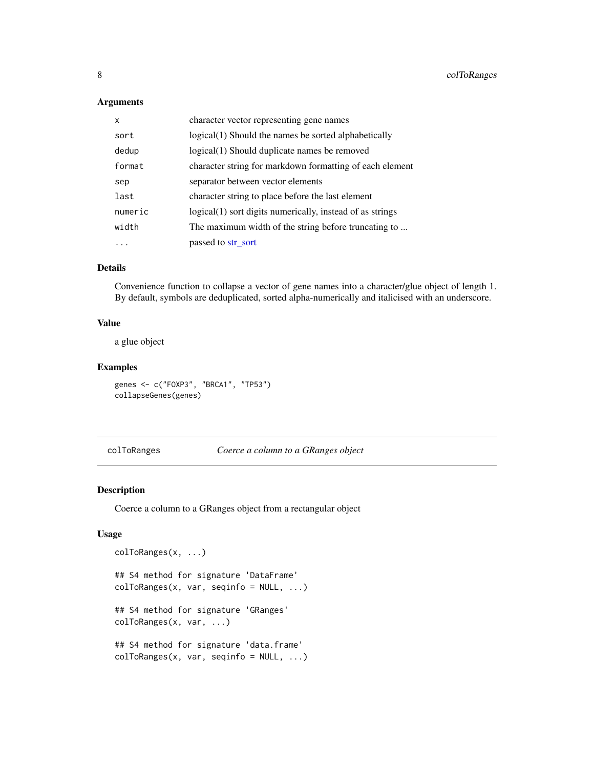### Arguments

| | |
|---|---|
| `x` | character vector representing gene names |
| `sort` | logical(1) Should the names be sorted alphabetically |
| `dedup` | logical(1) Should duplicate names be removed |
| `format` | character string for markdown formatting of each element |
| `sep` | separator between vector elements |
| `last` | character string to place before the last element |
| `numeric` | logical(1) sort digits numerically, instead of as strings |
| `width` | The maximum width of the string before truncating to ... |
| `...` | passed to str_sort |

### Details

Convenience function to collapse a vector of gene names into a character/glue object of length 1. By default, symbols are deduplicated, sorted alpha-numerically and italicised with an underscore.

### Value

a glue object

### Examples

```
genes <- c("FOXP3", "BRCA1", "TP53")
collapseGenes(genes)
```

---

## colToRanges *Coerce a column to a GRanges object*

---

### Description

Coerce a column to a GRanges object from a rectangular object

### Usage

```
colToRanges(x, ...)

## S4 method for signature 'DataFrame'
colToRanges(x, var, seqinfo = NULL, ...)

## S4 method for signature 'GRanges'
colToRanges(x, var, ...)

## S4 method for signature 'data.frame'
colToRanges(x, var, seqinfo = NULL, ...)
```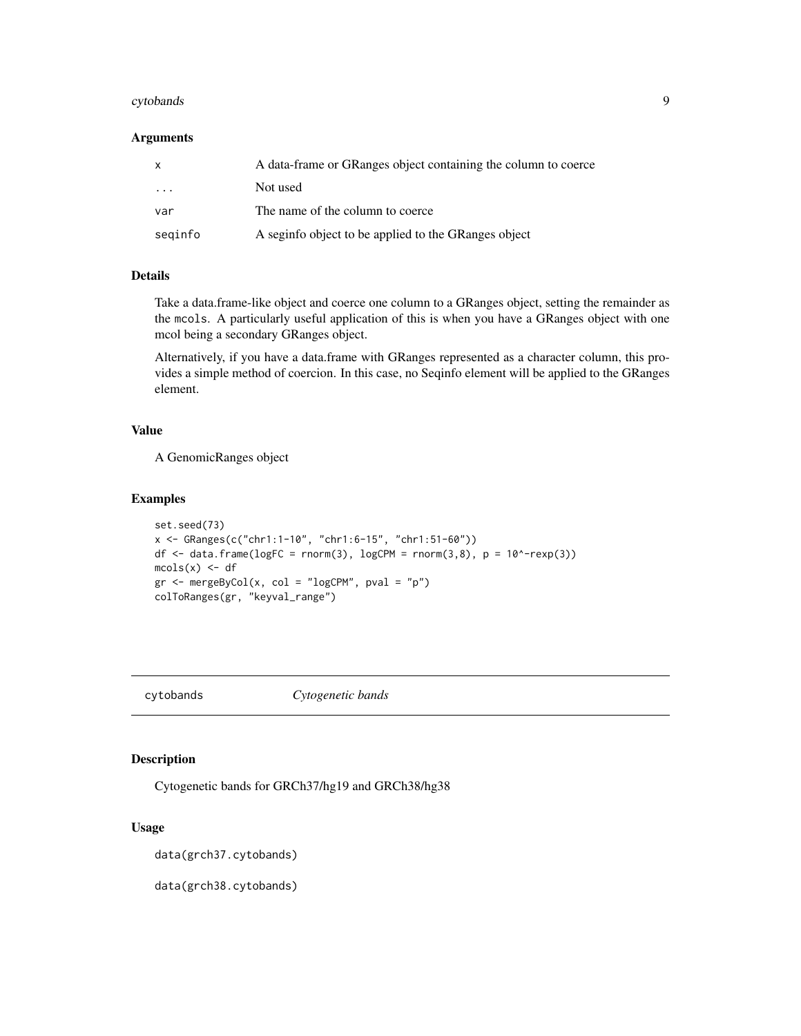### Arguments

| | |
|---|---|
| x | A data-frame or GRanges object containing the column to coerce |
| ... | Not used |
| var | The name of the column to coerce |
| seqinfo | A seginfo object to be applied to the GRanges object |

### Details

Take a data.frame-like object and coerce one column to a GRanges object, setting the remainder as the mcols. A particularly useful application of this is when you have a GRanges object with one mcol being a secondary GRanges object.

Alternatively, if you have a data.frame with GRanges represented as a character column, this provides a simple method of coercion. In this case, no Seqinfo element will be applied to the GRanges element.

### Value

A GenomicRanges object

### Examples

```
set.seed(73)
x <- GRanges(c("chr1:1-10", "chr1:6-15", "chr1:51-60"))
df <- data.frame(logFC = rnorm(3), logCPM = rnorm(3,8), p = 10^-rexp(3))
mcols(x) <- df
gr <- mergeByCol(x, col = "logCPM", pval = "p")
colToRanges(gr, "keyval_range")
```

---

## cytobands *Cytogenetic bands*

### Description

Cytogenetic bands for GRCh37/hg19 and GRCh38/hg38

### Usage

```
data(grch37.cytobands)

data(grch38.cytobands)
```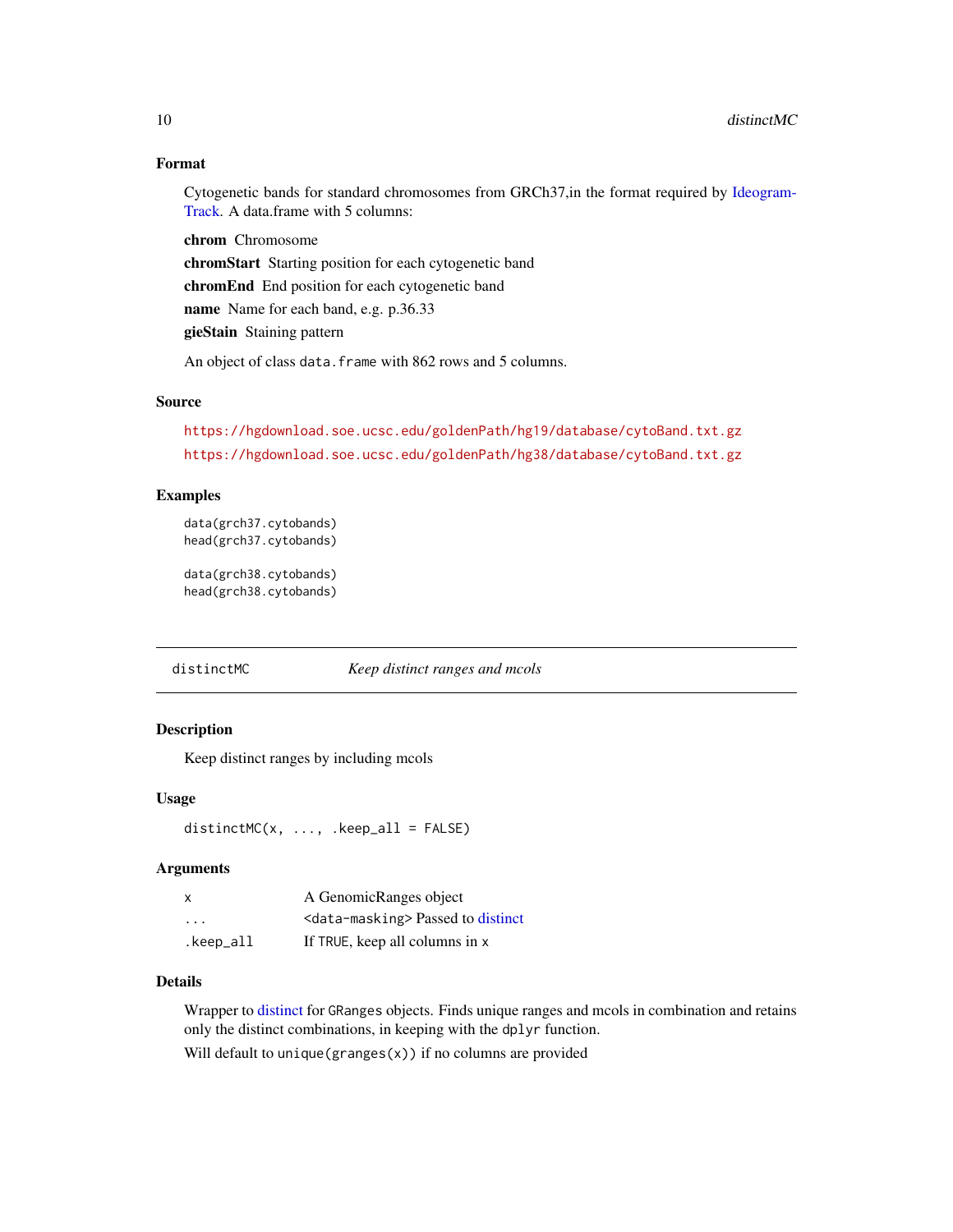### Format

Cytogenetic bands for standard chromosomes from GRCh37,in the format required by IdeogramTrack. A data.frame with 5 columns:

**chrom** Chromosome

**chromStart** Starting position for each cytogenetic band

**chromEnd** End position for each cytogenetic band

**name** Name for each band, e.g. p.36.33

**gieStain** Staining pattern

An object of class `data.frame` with 862 rows and 5 columns.

### Source

https://hgdownload.soe.ucsc.edu/goldenPath/hg19/database/cytoBand.txt.gz

https://hgdownload.soe.ucsc.edu/goldenPath/hg38/database/cytoBand.txt.gz

### Examples

```
data(grch37.cytobands)
head(grch37.cytobands)

data(grch38.cytobands)
head(grch38.cytobands)
```

---

## distinctMC — *Keep distinct ranges and mcols*

### Description

Keep distinct ranges by including mcols

### Usage

```
distinctMC(x, ..., .keep_all = FALSE)
```

### Arguments

| | |
|---|---|
| `x` | A GenomicRanges object |
| `...` | `<data-masking>` Passed to distinct |
| `.keep_all` | If `TRUE`, keep all columns in `x` |

### Details

Wrapper to distinct for `GRanges` objects. Finds unique ranges and mcols in combination and retains only the distinct combinations, in keeping with the `dplyr` function.

Will default to `unique(granges(x))` if no columns are provided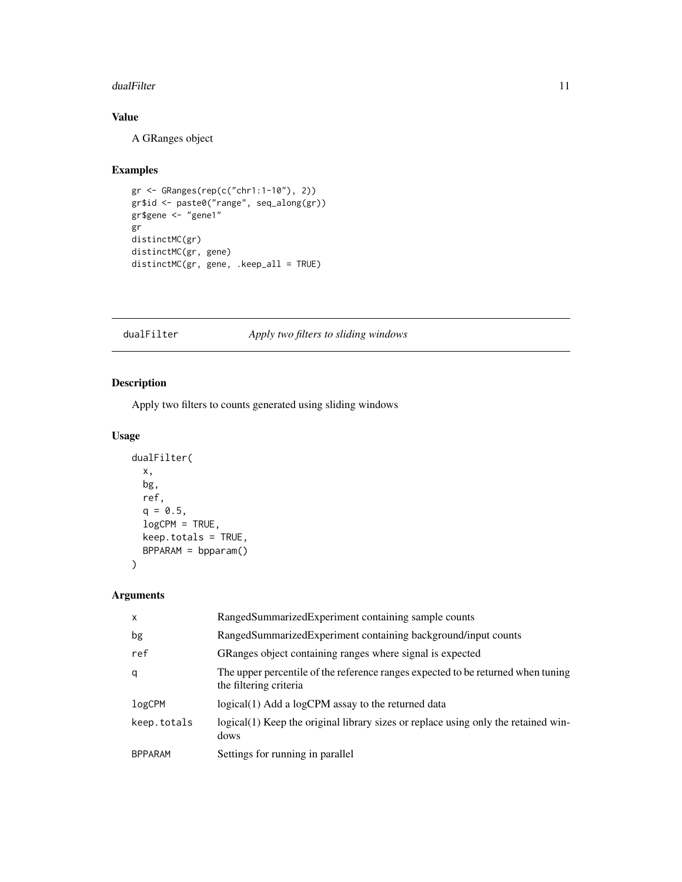## Value

A GRanges object

## Examples

```
gr <- GRanges(rep(c("chr1:1-10"), 2))
gr$id <- paste0("range", seq_along(gr))
gr$gene <- "gene1"
gr
distinctMC(gr)
distinctMC(gr, gene)
distinctMC(gr, gene, .keep_all = TRUE)
```

---

`dualFilter` *Apply two filters to sliding windows*

---

## Description

Apply two filters to counts generated using sliding windows

## Usage

```
dualFilter(
  x,
  bg,
  ref,
  q = 0.5,
  logCPM = TRUE,
  keep.totals = TRUE,
  BPPARAM = bpparam()
)
```

## Arguments

| | |
|---|---|
| `x` | RangedSummarizedExperiment containing sample counts |
| `bg` | RangedSummarizedExperiment containing background/input counts |
| `ref` | GRanges object containing ranges where signal is expected |
| `q` | The upper percentile of the reference ranges expected to be returned when tuning the filtering criteria |
| `logCPM` | logical(1) Add a logCPM assay to the returned data |
| `keep.totals` | logical(1) Keep the original library sizes or replace using only the retained windows |
| `BPPARAM` | Settings for running in parallel |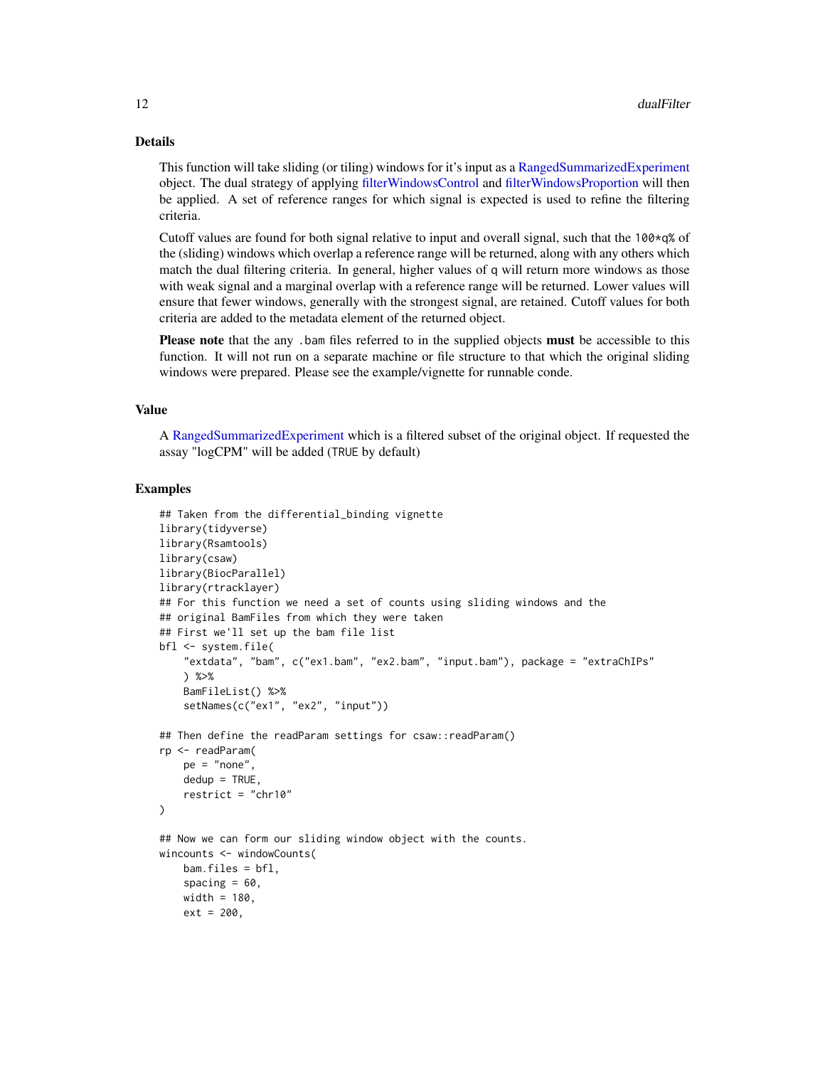### Details

This function will take sliding (or tiling) windows for it's input as a RangedSummarizedExperiment object. The dual strategy of applying filterWindowsControl and filterWindowsProportion will then be applied. A set of reference ranges for which signal is expected is used to refine the filtering criteria.

Cutoff values are found for both signal relative to input and overall signal, such that the `100*q%` of the (sliding) windows which overlap a reference range will be returned, along with any others which match the dual filtering criteria. In general, higher values of `q` will return more windows as those with weak signal and a marginal overlap with a reference range will be returned. Lower values will ensure that fewer windows, generally with the strongest signal, are retained. Cutoff values for both criteria are added to the metadata element of the returned object.

**Please note** that the any `.bam` files referred to in the supplied objects **must** be accessible to this function. It will not run on a separate machine or file structure to that which the original sliding windows were prepared. Please see the example/vignette for runnable conde.

### Value

A RangedSummarizedExperiment which is a filtered subset of the original object. If requested the assay "logCPM" will be added (`TRUE` by default)

### Examples

```
## Taken from the differential_binding vignette
library(tidyverse)
library(Rsamtools)
library(csaw)
library(BiocParallel)
library(rtracklayer)
## For this function we need a set of counts using sliding windows and the
## original BamFiles from which they were taken
## First we'll set up the bam file list
bfl <- system.file(
    "extdata", "bam", c("ex1.bam", "ex2.bam", "input.bam"), package = "extraChIPs"
    ) %>%
    BamFileList() %>%
    setNames(c("ex1", "ex2", "input"))

## Then define the readParam settings for csaw::readParam()
rp <- readParam(
    pe = "none",
    dedup = TRUE,
    restrict = "chr10"
)

## Now we can form our sliding window object with the counts.
wincounts <- windowCounts(
    bam.files = bfl,
    spacing = 60,
    width = 180,
    ext = 200,
```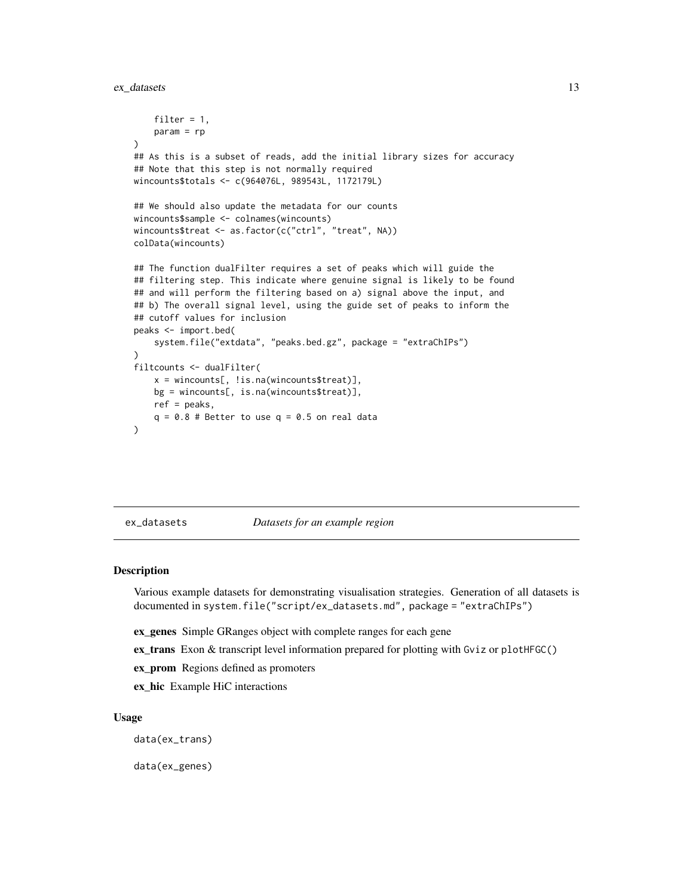```
    filter = 1,
    param = rp
)
## As this is a subset of reads, add the initial library sizes for accuracy
## Note that this step is not normally required
wincounts$totals <- c(964076L, 989543L, 1172179L)

## We should also update the metadata for our counts
wincounts$sample <- colnames(wincounts)
wincounts$treat <- as.factor(c("ctrl", "treat", NA))
colData(wincounts)

## The function dualFilter requires a set of peaks which will guide the
## filtering step. This indicate where genuine signal is likely to be found
## and will perform the filtering based on a) signal above the input, and
## b) The overall signal level, using the guide set of peaks to inform the
## cutoff values for inclusion
peaks <- import.bed(
    system.file("extdata", "peaks.bed.gz", package = "extraChIPs")
)
filtcounts <- dualFilter(
    x = wincounts[, !is.na(wincounts$treat)],
    bg = wincounts[, is.na(wincounts$treat)],
    ref = peaks,
    q = 0.8 # Better to use q = 0.5 on real data
)
```

## ex_datasets *Datasets for an example region*

### Description

Various example datasets for demonstrating visualisation strategies. Generation of all datasets is documented in `system.file("script/ex_datasets.md", package = "extraChIPs")`

**ex_genes** Simple GRanges object with complete ranges for each gene

**ex_trans** Exon & transcript level information prepared for plotting with `Gviz` or `plotHFGC()`

**ex_prom** Regions defined as promoters

**ex_hic** Example HiC interactions

### Usage

```
data(ex_trans)

data(ex_genes)
```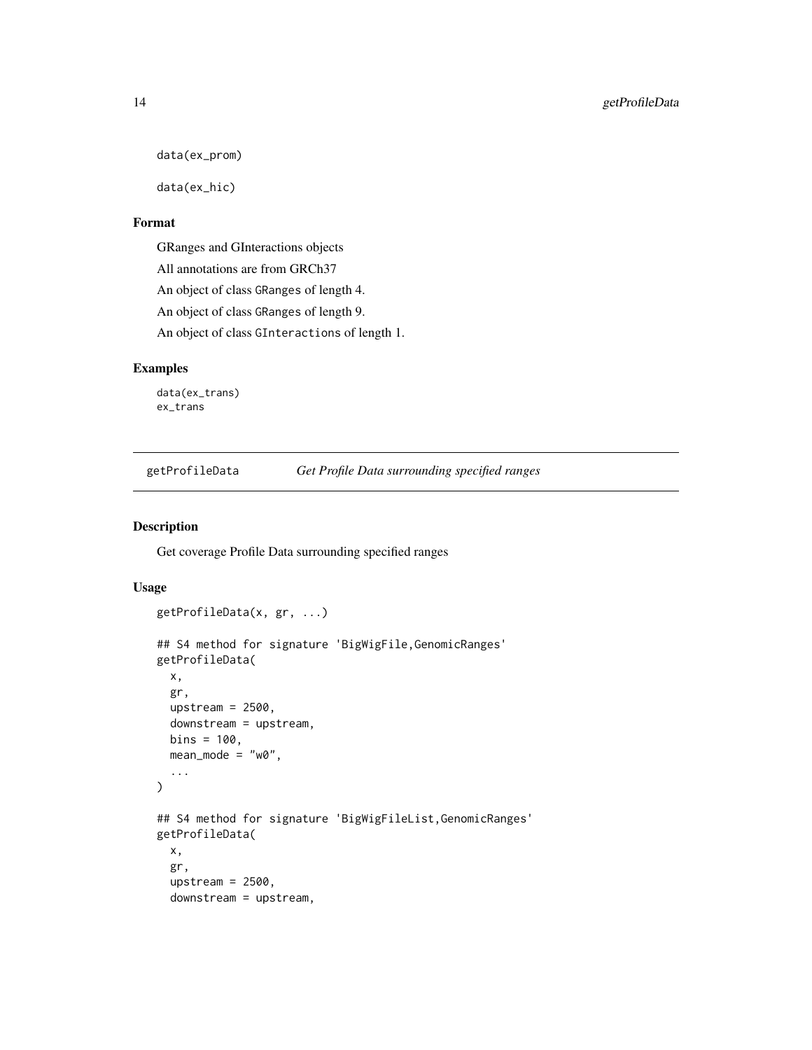```
data(ex_prom)

data(ex_hic)
```

### Format

GRanges and GInteractions objects

All annotations are from GRCh37

An object of class GRanges of length 4.

An object of class GRanges of length 9.

An object of class GInteractions of length 1.

### Examples

```
data(ex_trans)
ex_trans
```

---

## getProfileData *Get Profile Data surrounding specified ranges*

---

### Description

Get coverage Profile Data surrounding specified ranges

### Usage

```
getProfileData(x, gr, ...)

## S4 method for signature 'BigWigFile,GenomicRanges'
getProfileData(
  x,
  gr,
  upstream = 2500,
  downstream = upstream,
  bins = 100,
  mean_mode = "w0",
  ...
)

## S4 method for signature 'BigWigFileList,GenomicRanges'
getProfileData(
  x,
  gr,
  upstream = 2500,
  downstream = upstream,
```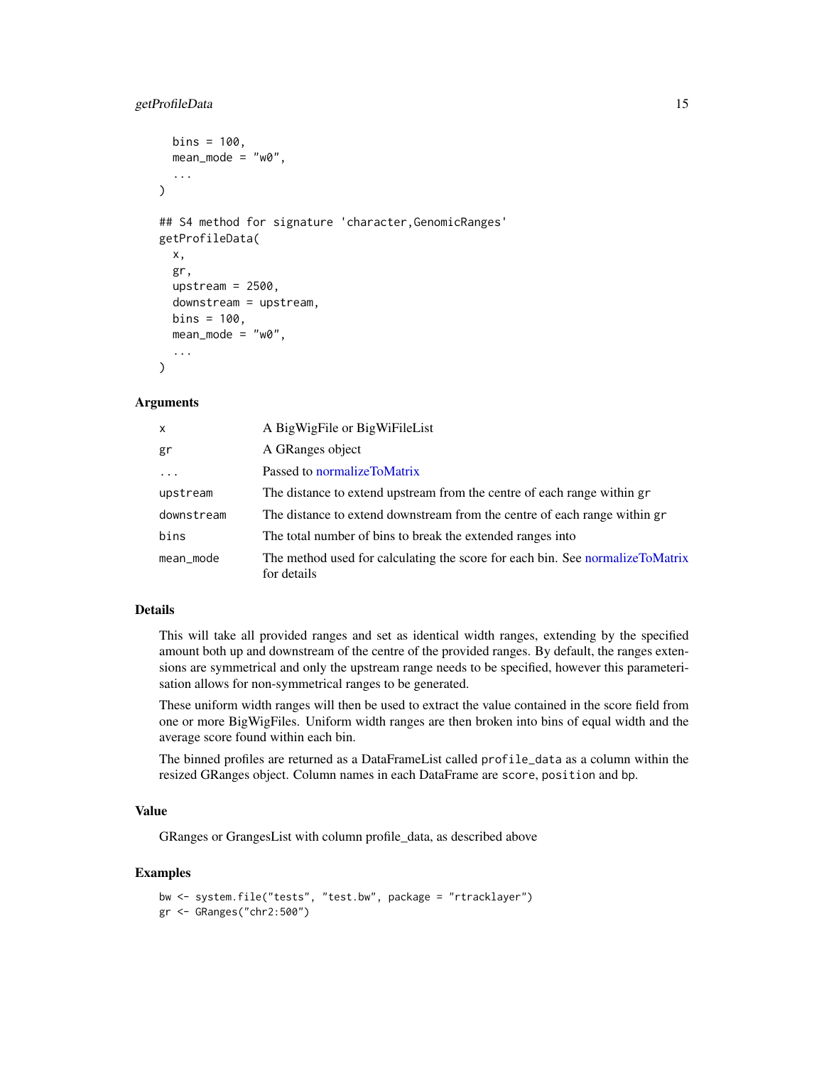```
  bins = 100,
  mean_mode = "w0",
  ...
)

## S4 method for signature 'character,GenomicRanges'
getProfileData(
  x,
  gr,
  upstream = 2500,
  downstream = upstream,
  bins = 100,
  mean_mode = "w0",
  ...
)
```

## Arguments

| | |
|---|---|
| `x` | A BigWigFile or BigWiFileList |
| `gr` | A GRanges object |
| `...` | Passed to normalizeToMatrix |
| `upstream` | The distance to extend upstream from the centre of each range within `gr` |
| `downstream` | The distance to extend downstream from the centre of each range within `gr` |
| `bins` | The total number of bins to break the extended ranges into |
| `mean_mode` | The method used for calculating the score for each bin. See normalizeToMatrix for details |

## Details

This will take all provided ranges and set as identical width ranges, extending by the specified amount both up and downstream of the centre of the provided ranges. By default, the ranges extensions are symmetrical and only the upstream range needs to be specified, however this parameterisation allows for non-symmetrical ranges to be generated.

These uniform width ranges will then be used to extract the value contained in the score field from one or more BigWigFiles. Uniform width ranges are then broken into bins of equal width and the average score found within each bin.

The binned profiles are returned as a DataFrameList called `profile_data` as a column within the resized GRanges object. Column names in each DataFrame are `score`, `position` and `bp`.

## Value

GRanges or GrangesList with column profile_data, as described above

## Examples

```
bw <- system.file("tests", "test.bw", package = "rtracklayer")
gr <- GRanges("chr2:500")
```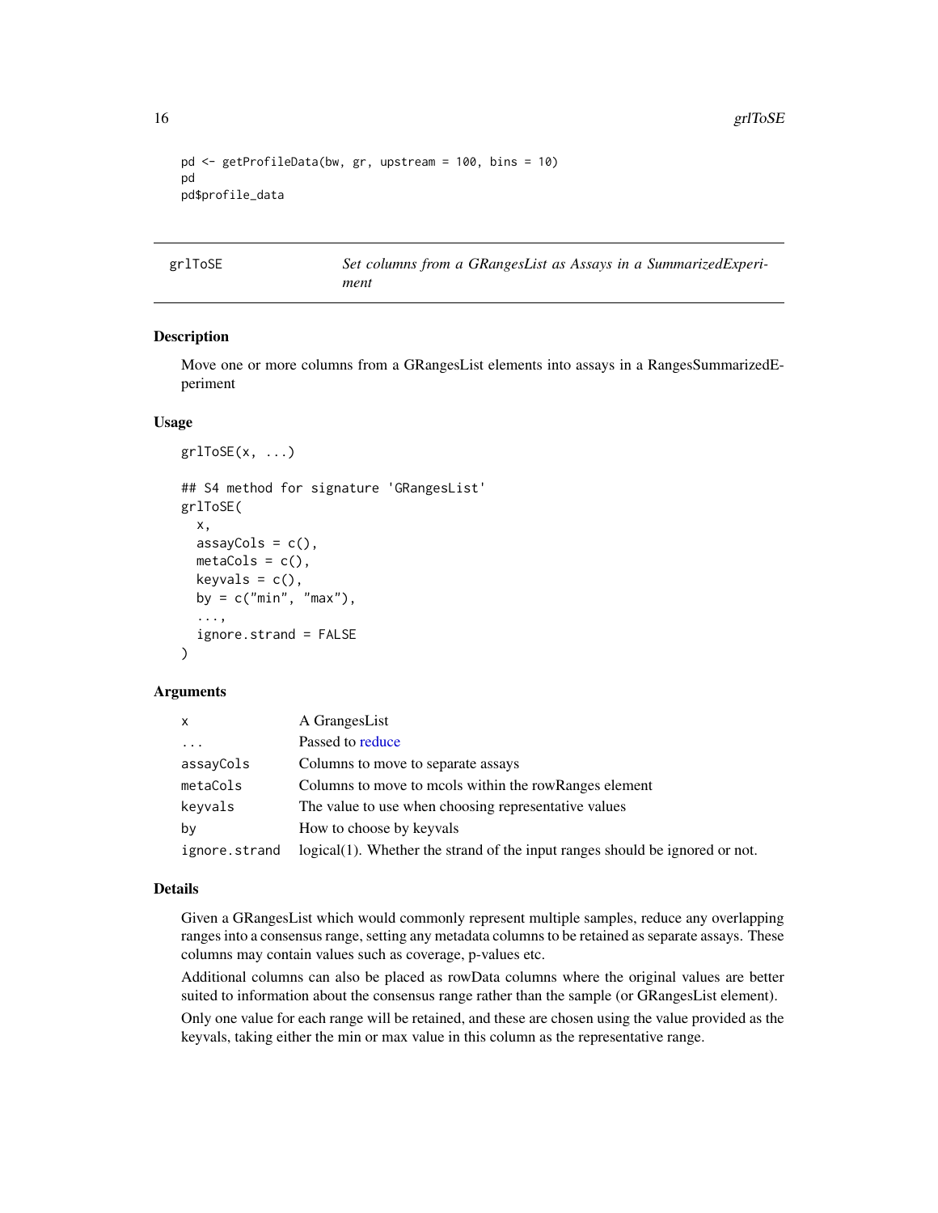```
pd <- getProfileData(bw, gr, upstream = 100, bins = 10)
pd
pd$profile_data
```

## grlToSE — *Set columns from a GRangesList as Assays in a SummarizedExperiment*

### Description

Move one or more columns from a GRangesList elements into assays in a RangesSummarizedEperiment

### Usage

```
grlToSE(x, ...)

## S4 method for signature 'GRangesList'
grlToSE(
  x,
  assayCols = c(),
  metaCols = c(),
  keyvals = c(),
  by = c("min", "max"),
  ...,
  ignore.strand = FALSE
)
```

### Arguments

| | |
|---|---|
| `x` | A GrangesList |
| `...` | Passed to reduce |
| `assayCols` | Columns to move to separate assays |
| `metaCols` | Columns to move to mcols within the rowRanges element |
| `keyvals` | The value to use when choosing representative values |
| `by` | How to choose by keyvals |
| `ignore.strand` | logical(1). Whether the strand of the input ranges should be ignored or not. |

### Details

Given a GRangesList which would commonly represent multiple samples, reduce any overlapping ranges into a consensus range, setting any metadata columns to be retained as separate assays. These columns may contain values such as coverage, p-values etc.

Additional columns can also be placed as rowData columns where the original values are better suited to information about the consensus range rather than the sample (or GRangesList element).

Only one value for each range will be retained, and these are chosen using the value provided as the keyvals, taking either the min or max value in this column as the representative range.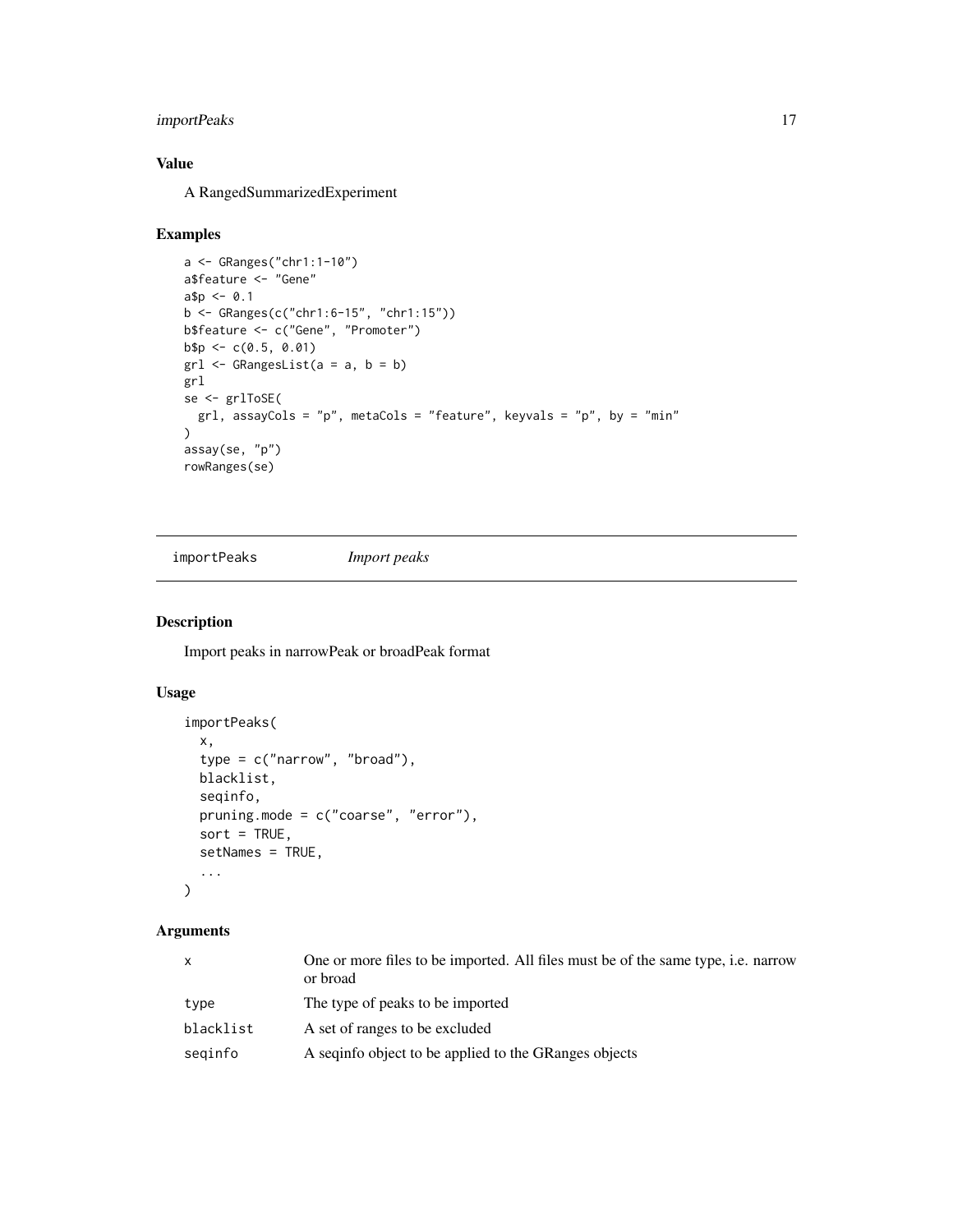## Value

A RangedSummarizedExperiment

## Examples

```
a <- GRanges("chr1:1-10")
a$feature <- "Gene"
a$p <- 0.1
b <- GRanges(c("chr1:6-15", "chr1:15"))
b$feature <- c("Gene", "Promoter")
b$p <- c(0.5, 0.01)
grl <- GRangesList(a = a, b = b)
grl
se <- grlToSE(
  grl, assayCols = "p", metaCols = "feature", keyvals = "p", by = "min"
)
assay(se, "p")
rowRanges(se)
```

---

# importPeaks *Import peaks*

## Description

Import peaks in narrowPeak or broadPeak format

## Usage

```
importPeaks(
  x,
  type = c("narrow", "broad"),
  blacklist,
  seqinfo,
  pruning.mode = c("coarse", "error"),
  sort = TRUE,
  setNames = TRUE,
  ...
)
```

## Arguments

| | |
|---|---|
| x | One or more files to be imported. All files must be of the same type, i.e. narrow or broad |
| type | The type of peaks to be imported |
| blacklist | A set of ranges to be excluded |
| seqinfo | A seqinfo object to be applied to the GRanges objects |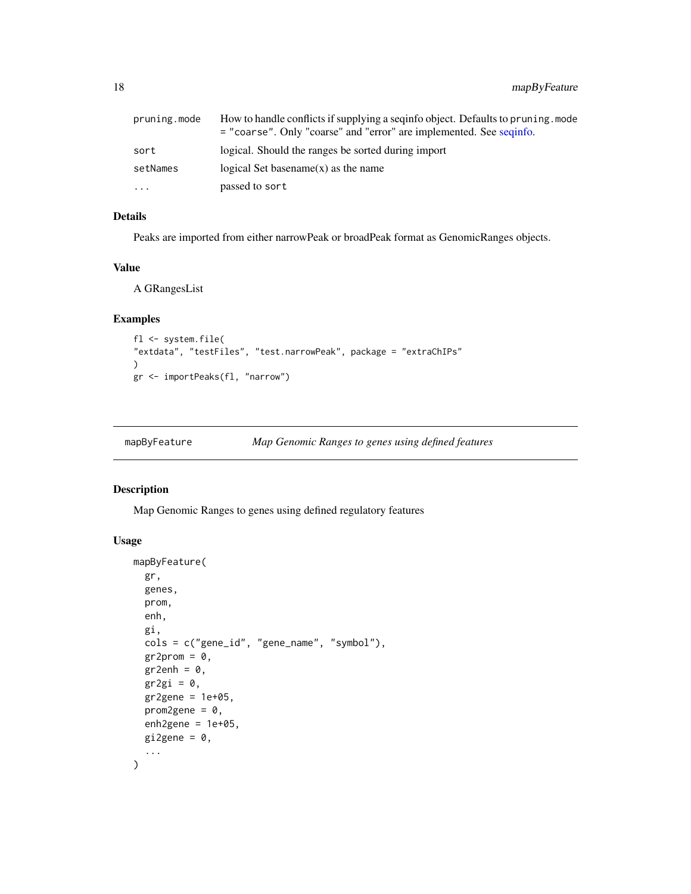| | |
|---|---|
| pruning.mode | How to handle conflicts if supplying a seqinfo object. Defaults to `pruning.mode = "coarse"`. Only "coarse" and "error" are implemented. See seqinfo. |
| sort | logical. Should the ranges be sorted during import |
| setNames | logical Set basename(x) as the name |
| ... | passed to `sort` |

### Details

Peaks are imported from either narrowPeak or broadPeak format as GenomicRanges objects.

### Value

A GRangesList

### Examples

```
fl <- system.file(
"extdata", "testFiles", "test.narrowPeak", package = "extraChIPs"
)
gr <- importPeaks(fl, "narrow")
```

---

## mapByFeature *Map Genomic Ranges to genes using defined features*

---

### Description

Map Genomic Ranges to genes using defined regulatory features

### Usage

```
mapByFeature(
  gr,
  genes,
  prom,
  enh,
  gi,
  cols = c("gene_id", "gene_name", "symbol"),
  gr2prom = 0,
  gr2enh = 0,
  gr2gi = 0,
  gr2gene = 1e+05,
  prom2gene = 0,
  enh2gene = 1e+05,
  gi2gene = 0,
  ...
)
```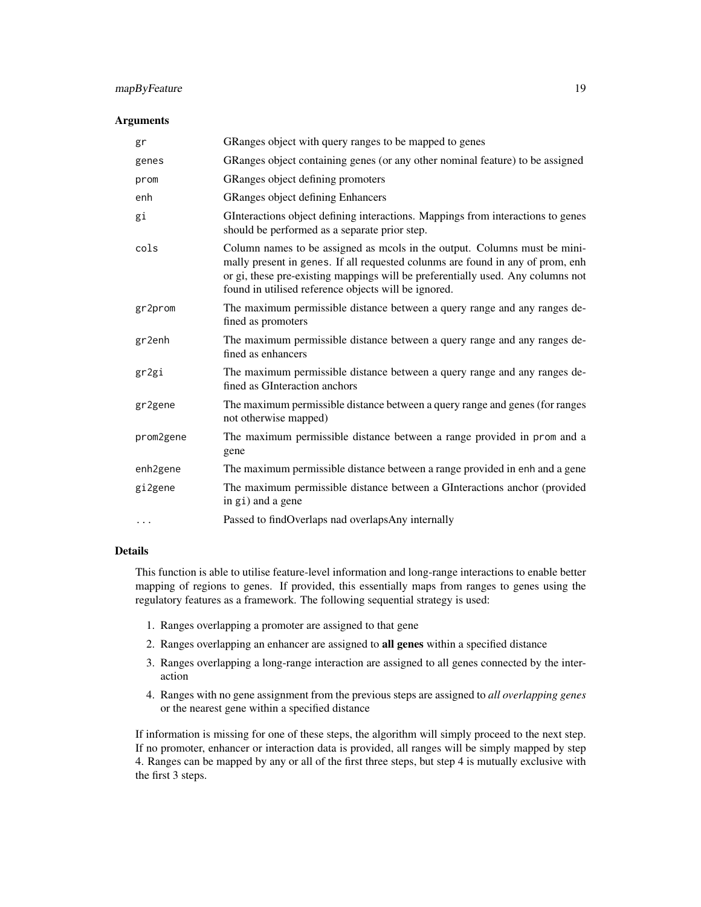### Arguments

| | |
|---|---|
| `gr` | GRanges object with query ranges to be mapped to genes |
| `genes` | GRanges object containing genes (or any other nominal feature) to be assigned |
| `prom` | GRanges object defining promoters |
| `enh` | GRanges object defining Enhancers |
| `gi` | GInteractions object defining interactions. Mappings from interactions to genes should be performed as a separate prior step. |
| `cols` | Column names to be assigned as mcols in the output. Columns must be minimally present in `genes`. If all requested colunms are found in any of prom, enh or gi, these pre-existing mappings will be preferentially used. Any columns not found in utilised reference objects will be ignored. |
| `gr2prom` | The maximum permissible distance between a query range and any ranges defined as promoters |
| `gr2enh` | The maximum permissible distance between a query range and any ranges defined as enhancers |
| `gr2gi` | The maximum permissible distance between a query range and any ranges defined as GInteraction anchors |
| `gr2gene` | The maximum permissible distance between a query range and genes (for ranges not otherwise mapped) |
| `prom2gene` | The maximum permissible distance between a range provided in `prom` and a gene |
| `enh2gene` | The maximum permissible distance between a range provided in `enh` and a gene |
| `gi2gene` | The maximum permissible distance between a GInteractions anchor (provided in `gi`) and a gene |
| `...` | Passed to findOverlaps nad overlapsAny internally |

### Details

This function is able to utilise feature-level information and long-range interactions to enable better mapping of regions to genes. If provided, this essentially maps from ranges to genes using the regulatory features as a framework. The following sequential strategy is used:

1. Ranges overlapping a promoter are assigned to that gene
2. Ranges overlapping an enhancer are assigned to **all genes** within a specified distance
3. Ranges overlapping a long-range interaction are assigned to all genes connected by the interaction
4. Ranges with no gene assignment from the previous steps are assigned to *all overlapping genes* or the nearest gene within a specified distance

If information is missing for one of these steps, the algorithm will simply proceed to the next step. If no promoter, enhancer or interaction data is provided, all ranges will be simply mapped by step 4. Ranges can be mapped by any or all of the first three steps, but step 4 is mutually exclusive with the first 3 steps.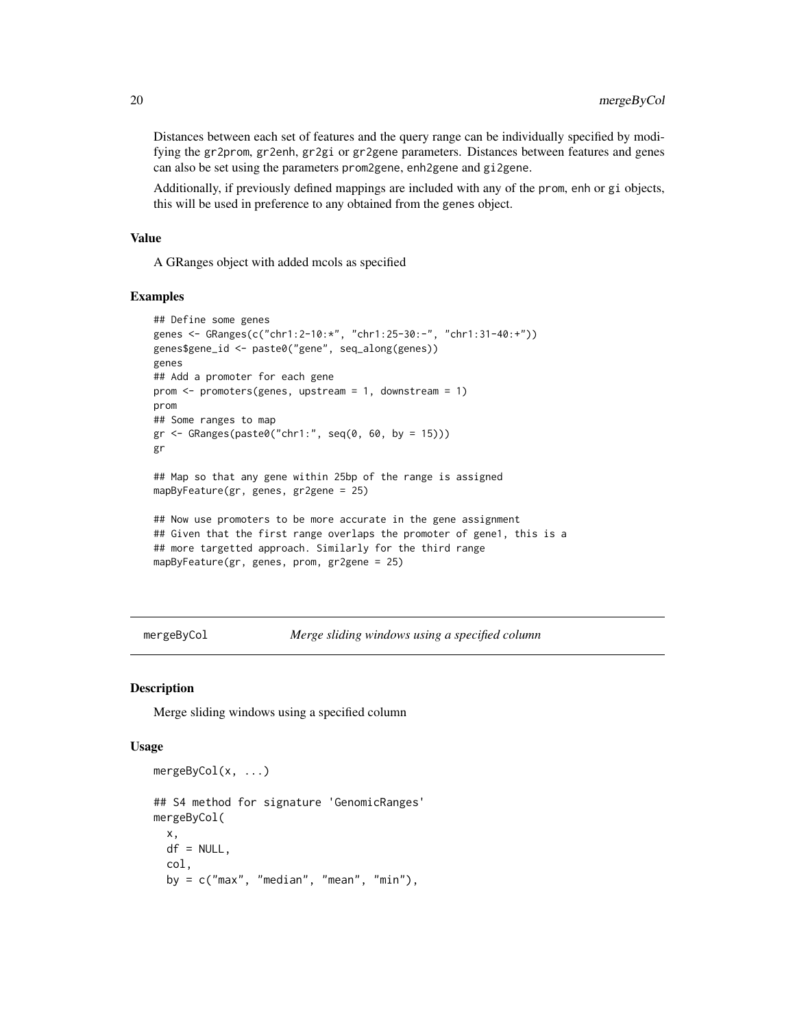Distances between each set of features and the query range can be individually specified by modifying the `gr2prom`, `gr2enh`, `gr2gi` or `gr2gene` parameters. Distances between features and genes can also be set using the parameters `prom2gene`, `enh2gene` and `gi2gene`.

Additionally, if previously defined mappings are included with any of the `prom`, `enh` or `gi` objects, this will be used in preference to any obtained from the `genes` object.

### Value

A GRanges object with added mcols as specified

### Examples

```
## Define some genes
genes <- GRanges(c("chr1:2-10:*", "chr1:25-30:-", "chr1:31-40:+"))
genes$gene_id <- paste0("gene", seq_along(genes))
genes
## Add a promoter for each gene
prom <- promoters(genes, upstream = 1, downstream = 1)
prom
## Some ranges to map
gr <- GRanges(paste0("chr1:", seq(0, 60, by = 15)))
gr

## Map so that any gene within 25bp of the range is assigned
mapByFeature(gr, genes, gr2gene = 25)

## Now use promoters to be more accurate in the gene assignment
## Given that the first range overlaps the promoter of gene1, this is a
## more targetted approach. Similarly for the third range
mapByFeature(gr, genes, prom, gr2gene = 25)
```

---

## mergeByCol — *Merge sliding windows using a specified column*

### Description

Merge sliding windows using a specified column

### Usage

```
mergeByCol(x, ...)

## S4 method for signature 'GenomicRanges'
mergeByCol(
  x,
  df = NULL,
  col,
  by = c("max", "median", "mean", "min"),
```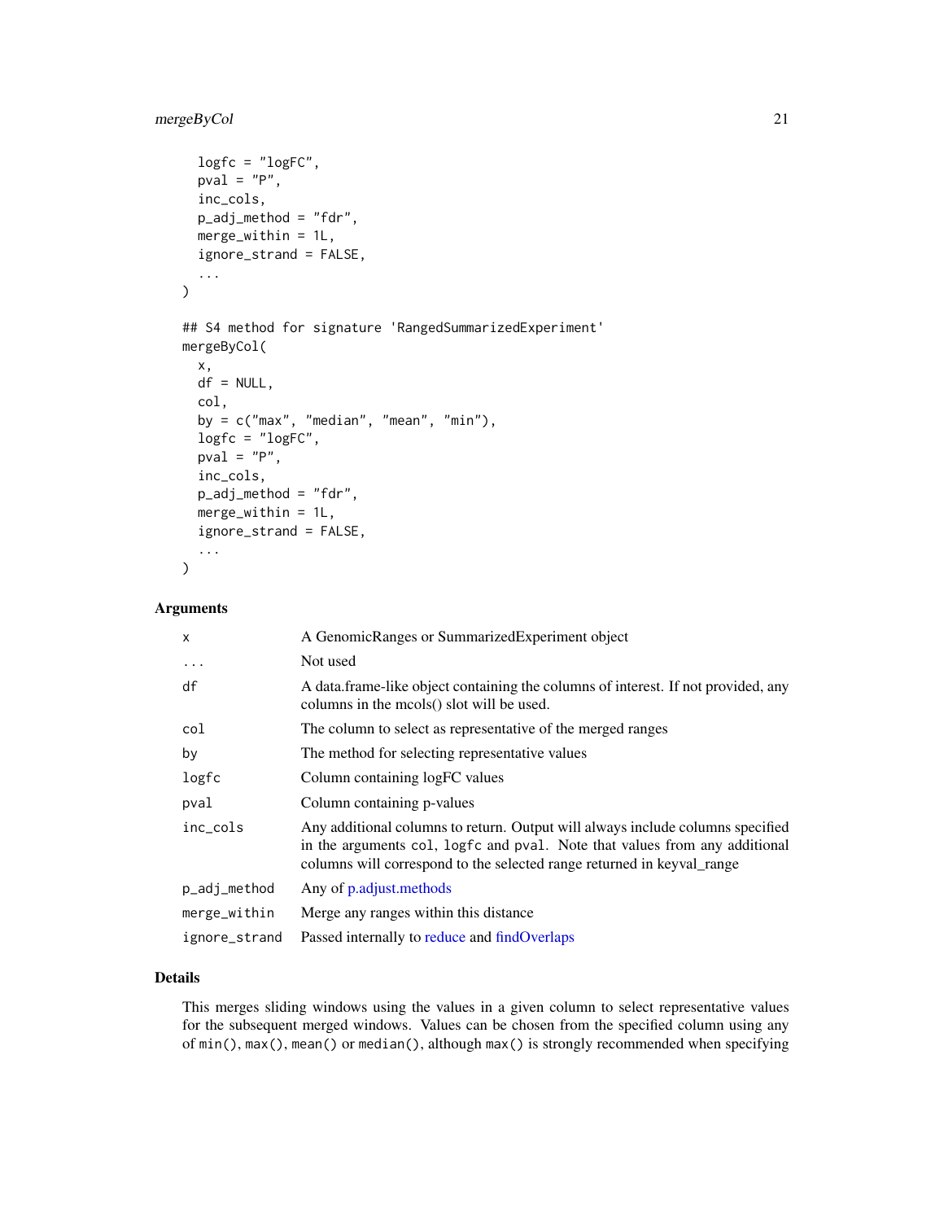```
  logfc = "logFC",
  pval = "P",
  inc_cols,
  p_adj_method = "fdr",
  merge_within = 1L,
  ignore_strand = FALSE,
  ...
)

## S4 method for signature 'RangedSummarizedExperiment'
mergeByCol(
  x,
  df = NULL,
  col,
  by = c("max", "median", "mean", "min"),
  logfc = "logFC",
  pval = "P",
  inc_cols,
  p_adj_method = "fdr",
  merge_within = 1L,
  ignore_strand = FALSE,
  ...
)
```

### Arguments

| | |
|---|---|
| x | A GenomicRanges or SummarizedExperiment object |
| ... | Not used |
| df | A data.frame-like object containing the columns of interest. If not provided, any columns in the mcols() slot will be used. |
| col | The column to select as representative of the merged ranges |
| by | The method for selecting representative values |
| logfc | Column containing logFC values |
| pval | Column containing p-values |
| inc_cols | Any additional columns to return. Output will always include columns specified in the arguments `col`, `logfc` and `pval`. Note that values from any additional columns will correspond to the selected range returned in keyval_range |
| p_adj_method | Any of p.adjust.methods |
| merge_within | Merge any ranges within this distance |
| ignore_strand | Passed internally to reduce and findOverlaps |

### Details

This merges sliding windows using the values in a given column to select representative values for the subsequent merged windows. Values can be chosen from the specified column using any of `min()`, `max()`, `mean()` or `median()`, although `max()` is strongly recommended when specifying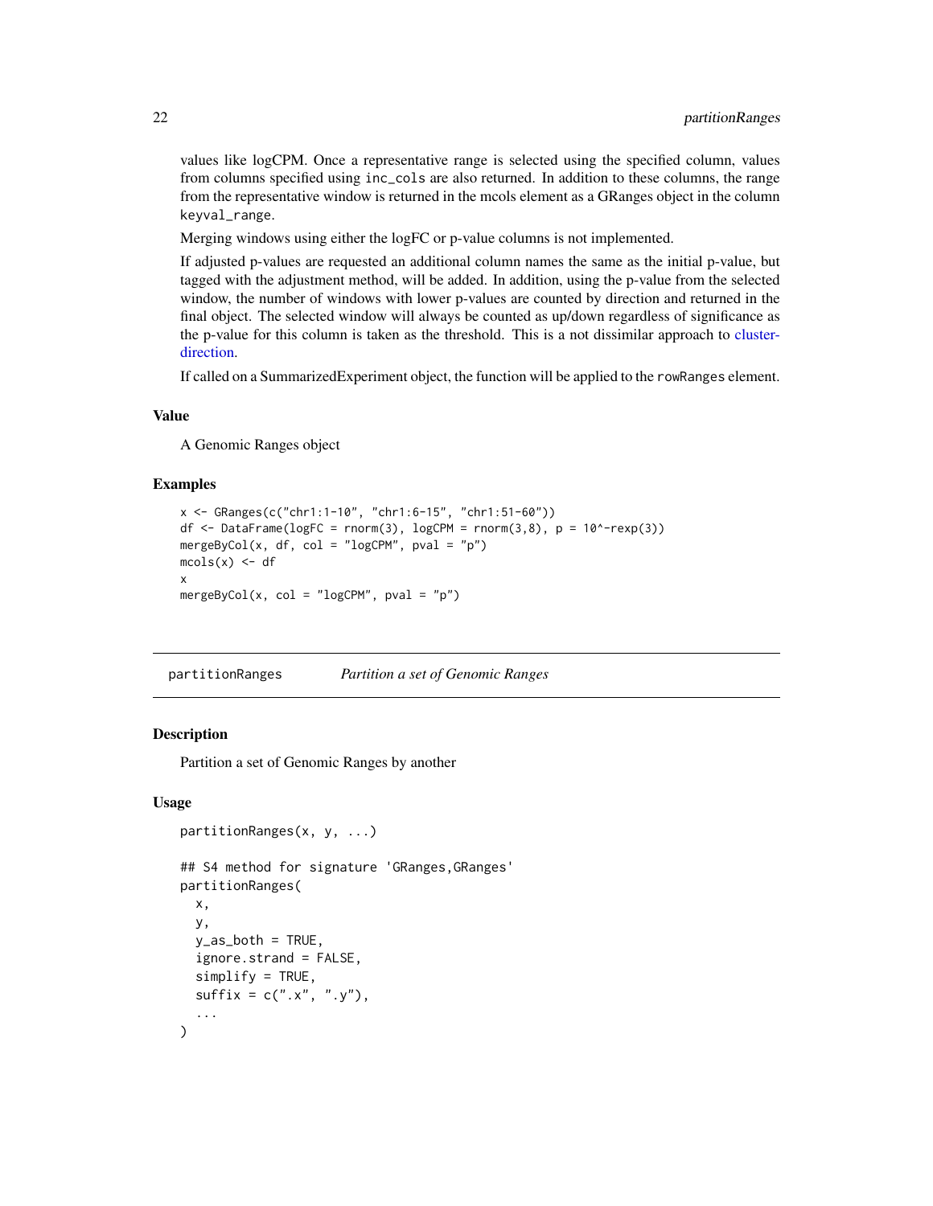values like logCPM. Once a representative range is selected using the specified column, values from columns specified using `inc_cols` are also returned. In addition to these columns, the range from the representative window is returned in the mcols element as a GRanges object in the column `keyval_range`.

Merging windows using either the logFC or p-value columns is not implemented.

If adjusted p-values are requested an additional column names the same as the initial p-value, but tagged with the adjustment method, will be added. In addition, using the p-value from the selected window, the number of windows with lower p-values are counted by direction and returned in the final object. The selected window will always be counted as up/down regardless of significance as the p-value for this column is taken as the threshold. This is a not dissimilar approach to cluster-direction.

If called on a SummarizedExperiment object, the function will be applied to the `rowRanges` element.

### Value

A Genomic Ranges object

### Examples

```
x <- GRanges(c("chr1:1-10", "chr1:6-15", "chr1:51-60"))
df <- DataFrame(logFC = rnorm(3), logCPM = rnorm(3,8), p = 10^-rexp(3))
mergeByCol(x, df, col = "logCPM", pval = "p")
mcols(x) <- df
x
mergeByCol(x, col = "logCPM", pval = "p")
```

---

## partitionRanges *Partition a set of Genomic Ranges*

### Description

Partition a set of Genomic Ranges by another

### Usage

```
partitionRanges(x, y, ...)

## S4 method for signature 'GRanges,GRanges'
partitionRanges(
  x,
  y,
  y_as_both = TRUE,
  ignore.strand = FALSE,
  simplify = TRUE,
  suffix = c(".x", ".y"),
  ...
)
```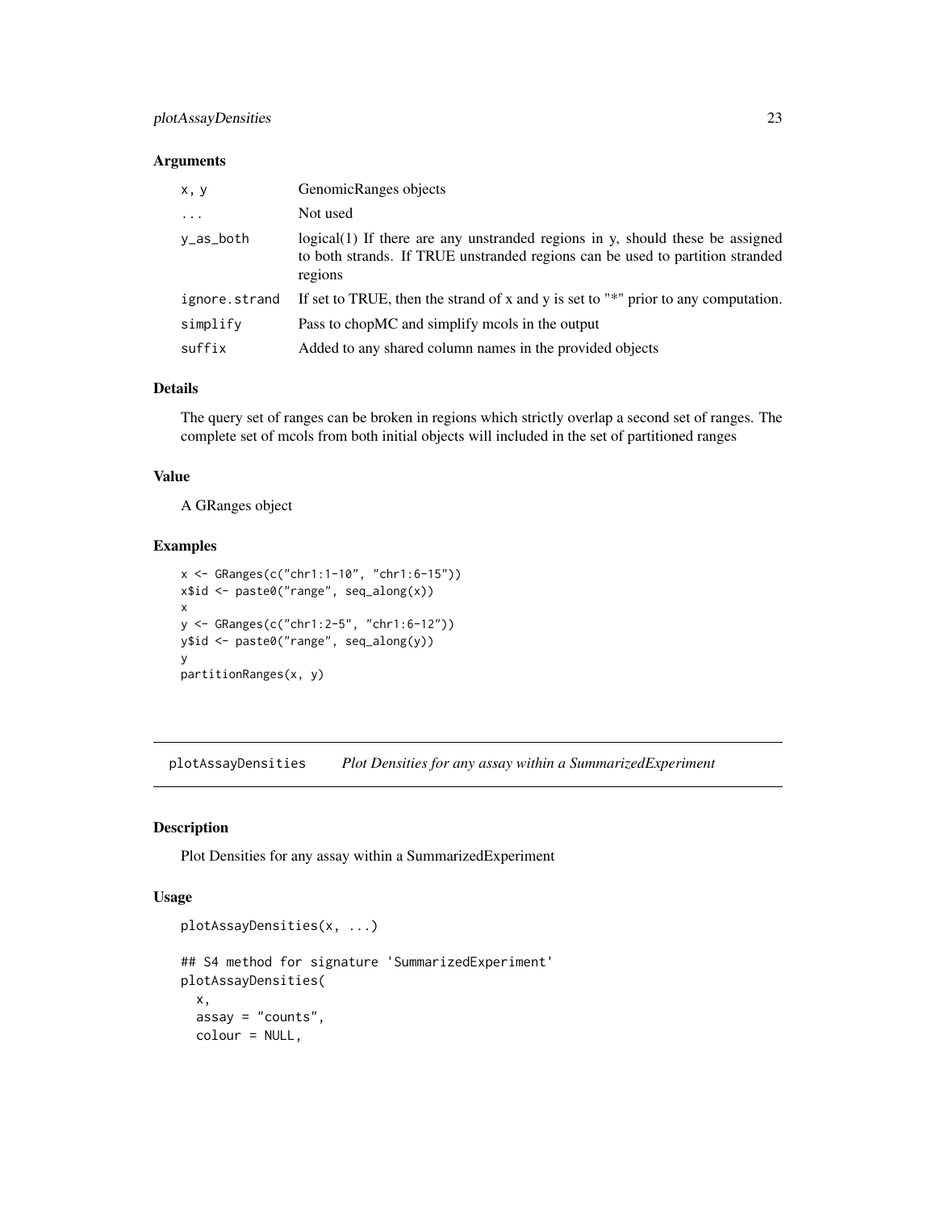### Arguments

| | |
|---|---|
| `x, y` | GenomicRanges objects |
| `...` | Not used |
| `y_as_both` | logical(1) If there are any unstranded regions in y, should these be assigned to both strands. If TRUE unstranded regions can be used to partition stranded regions |
| `ignore.strand` | If set to TRUE, then the strand of x and y is set to "*" prior to any computation. |
| `simplify` | Pass to chopMC and simplify mcols in the output |
| `suffix` | Added to any shared column names in the provided objects |

### Details

The query set of ranges can be broken in regions which strictly overlap a second set of ranges. The complete set of mcols from both initial objects will included in the set of partitioned ranges

### Value

A GRanges object

### Examples

```
x <- GRanges(c("chr1:1-10", "chr1:6-15"))
x$id <- paste0("range", seq_along(x))
x
y <- GRanges(c("chr1:2-5", "chr1:6-12"))
y$id <- paste0("range", seq_along(y))
y
partitionRanges(x, y)
```

---

## plotAssayDensities &nbsp;&nbsp;&nbsp; *Plot Densities for any assay within a SummarizedExperiment*

### Description

Plot Densities for any assay within a SummarizedExperiment

### Usage

```
plotAssayDensities(x, ...)

## S4 method for signature 'SummarizedExperiment'
plotAssayDensities(
  x,
  assay = "counts",
  colour = NULL,
```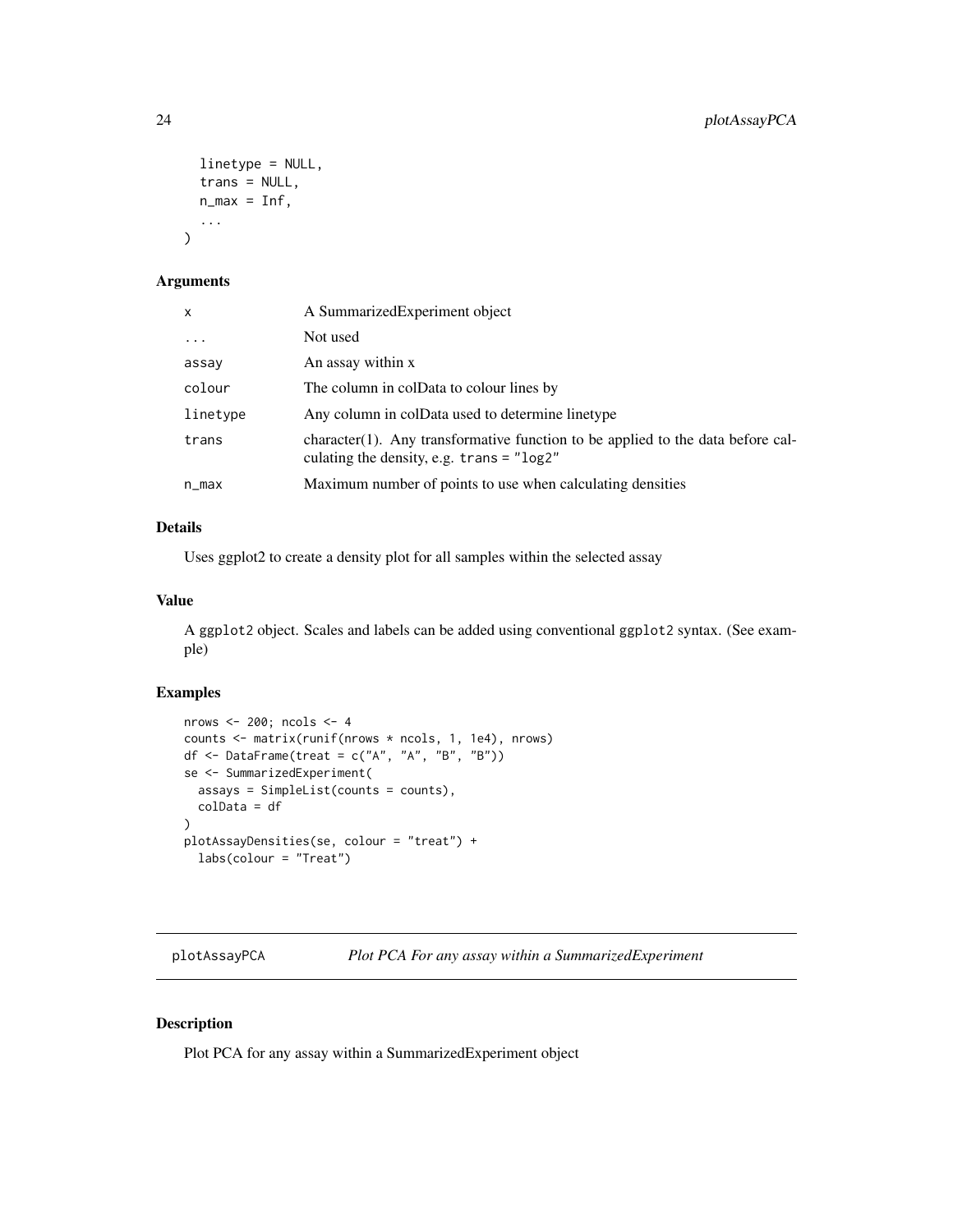```
  linetype = NULL,
  trans = NULL,
  n_max = Inf,
  ...
)
```

### Arguments

| | |
|---|---|
| x | A SummarizedExperiment object |
| ... | Not used |
| assay | An assay within x |
| colour | The column in colData to colour lines by |
| linetype | Any column in colData used to determine linetype |
| trans | character(1). Any transformative function to be applied to the data before calculating the density, e.g. trans = "log2" |
| n_max | Maximum number of points to use when calculating densities |

### Details

Uses ggplot2 to create a density plot for all samples within the selected assay

### Value

A ggplot2 object. Scales and labels can be added using conventional ggplot2 syntax. (See example)

### Examples

```
nrows <- 200; ncols <- 4
counts <- matrix(runif(nrows * ncols, 1, 1e4), nrows)
df <- DataFrame(treat = c("A", "A", "B", "B"))
se <- SummarizedExperiment(
  assays = SimpleList(counts = counts),
  colData = df
)
plotAssayDensities(se, colour = "treat") +
  labs(colour = "Treat")
```

---

## plotAssayPCA    *Plot PCA For any assay within a SummarizedExperiment*

---

### Description

Plot PCA for any assay within a SummarizedExperiment object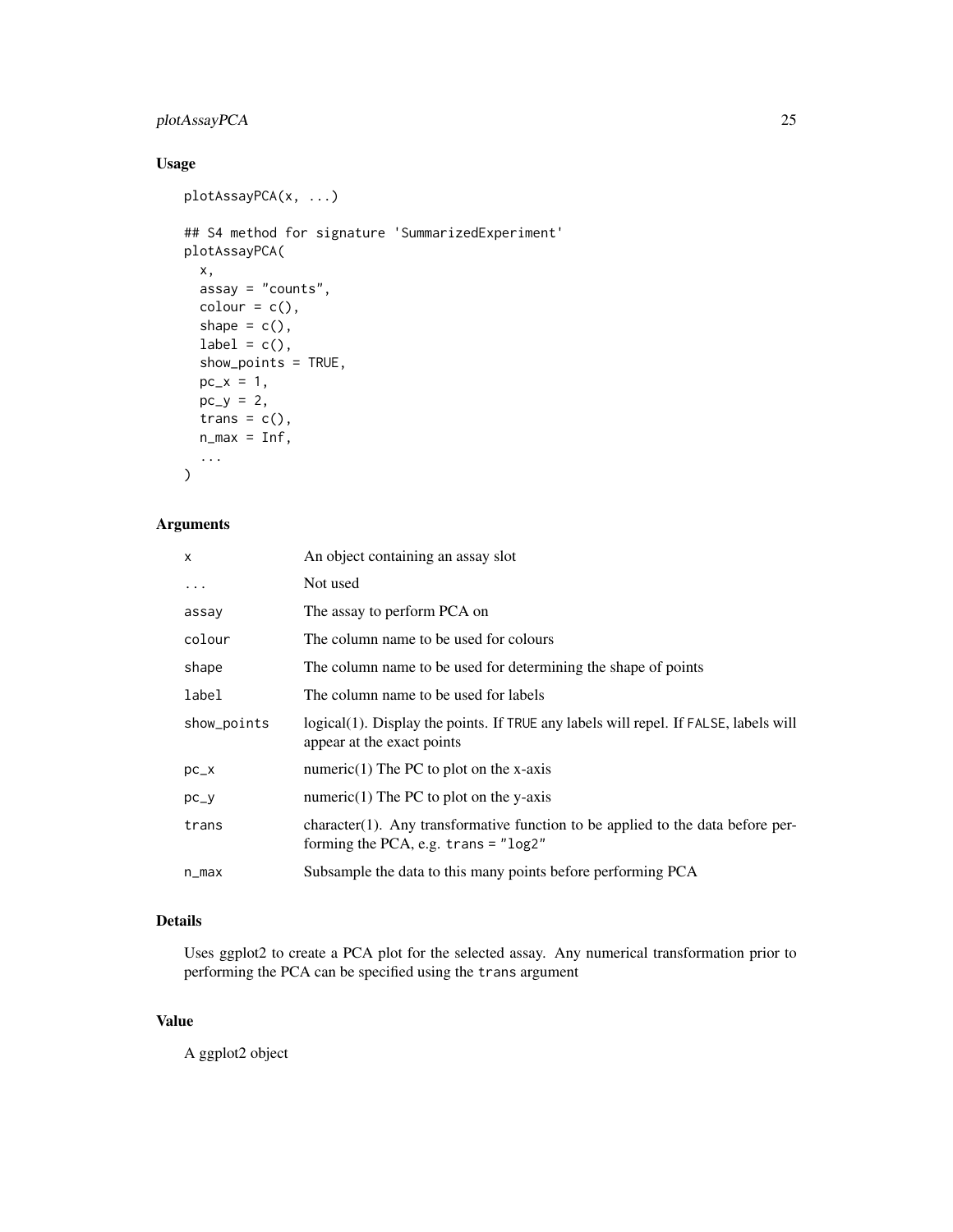## Usage

```
plotAssayPCA(x, ...)

## S4 method for signature 'SummarizedExperiment'
plotAssayPCA(
  x,
  assay = "counts",
  colour = c(),
  shape = c(),
  label = c(),
  show_points = TRUE,
  pc_x = 1,
  pc_y = 2,
  trans = c(),
  n_max = Inf,
  ...
)
```

## Arguments

| | |
|---|---|
| `x` | An object containing an assay slot |
| `...` | Not used |
| `assay` | The assay to perform PCA on |
| `colour` | The column name to be used for colours |
| `shape` | The column name to be used for determining the shape of points |
| `label` | The column name to be used for labels |
| `show_points` | logical(1). Display the points. If `TRUE` any labels will repel. If `FALSE`, labels will appear at the exact points |
| `pc_x` | numeric(1) The PC to plot on the x-axis |
| `pc_y` | numeric(1) The PC to plot on the y-axis |
| `trans` | character(1). Any transformative function to be applied to the data before performing the PCA, e.g. `trans = "log2"` |
| `n_max` | Subsample the data to this many points before performing PCA |

## Details

Uses ggplot2 to create a PCA plot for the selected assay. Any numerical transformation prior to performing the PCA can be specified using the `trans` argument

## Value

A ggplot2 object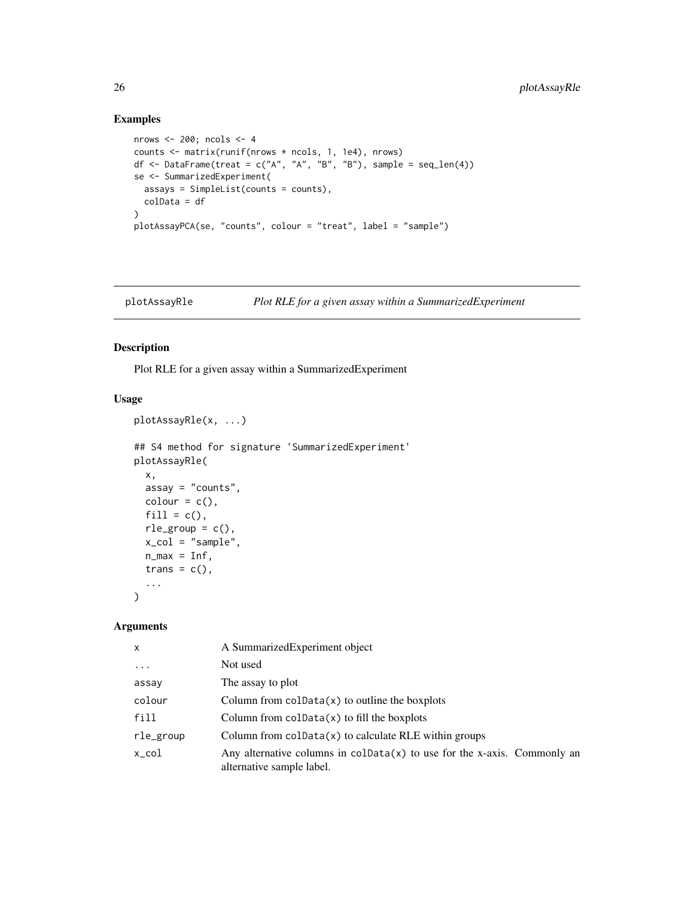## Examples

```
nrows <- 200; ncols <- 4
counts <- matrix(runif(nrows * ncols, 1, 1e4), nrows)
df <- DataFrame(treat = c("A", "A", "B", "B"), sample = seq_len(4))
se <- SummarizedExperiment(
  assays = SimpleList(counts = counts),
  colData = df
)
plotAssayPCA(se, "counts", colour = "treat", label = "sample")
```

---

# plotAssayRle — *Plot RLE for a given assay within a SummarizedExperiment*

---

## Description

Plot RLE for a given assay within a SummarizedExperiment

## Usage

```
plotAssayRle(x, ...)

## S4 method for signature 'SummarizedExperiment'
plotAssayRle(
  x,
  assay = "counts",
  colour = c(),
  fill = c(),
  rle_group = c(),
  x_col = "sample",
  n_max = Inf,
  trans = c(),
  ...
)
```

## Arguments

| | |
|---|---|
| `x` | A SummarizedExperiment object |
| `...` | Not used |
| `assay` | The assay to plot |
| `colour` | Column from `colData(x)` to outline the boxplots |
| `fill` | Column from `colData(x)` to fill the boxplots |
| `rle_group` | Column from `colData(x)` to calculate RLE within groups |
| `x_col` | Any alternative columns in `colData(x)` to use for the x-axis. Commonly an alternative sample label. |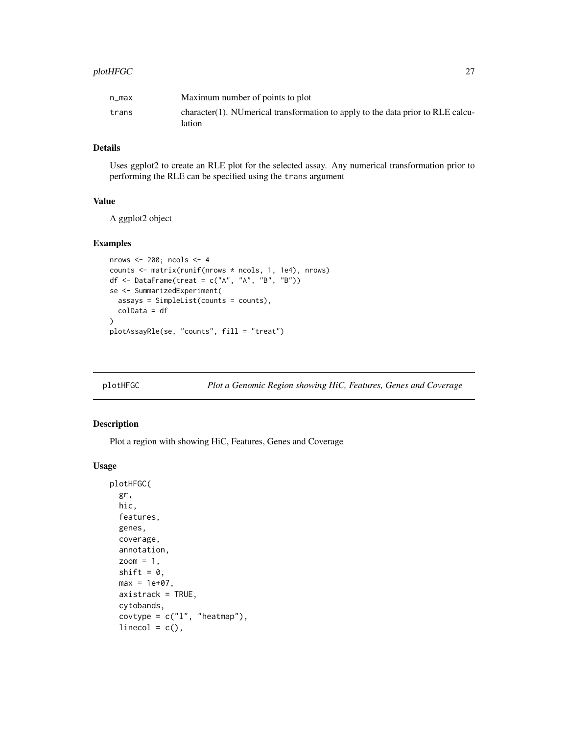| | |
|---|---|
| n_max | Maximum number of points to plot |
| trans | character(1). NUmerical transformation to apply to the data prior to RLE calculation |

### Details

Uses ggplot2 to create an RLE plot for the selected assay. Any numerical transformation prior to performing the RLE can be specified using the trans argument

### Value

A ggplot2 object

### Examples

```
nrows <- 200; ncols <- 4
counts <- matrix(runif(nrows * ncols, 1, 1e4), nrows)
df <- DataFrame(treat = c("A", "A", "B", "B"))
se <- SummarizedExperiment(
  assays = SimpleList(counts = counts),
  colData = df
)
plotAssayRle(se, "counts", fill = "treat")
```

---

## plotHFGC    *Plot a Genomic Region showing HiC, Features, Genes and Coverage*

### Description

Plot a region with showing HiC, Features, Genes and Coverage

### Usage

```
plotHFGC(
  gr,
  hic,
  features,
  genes,
  coverage,
  annotation,
  zoom = 1,
  shift = 0,
  max = 1e+07,
  axistrack = TRUE,
  cytobands,
  covtype = c("l", "heatmap"),
  linecol = c(),
```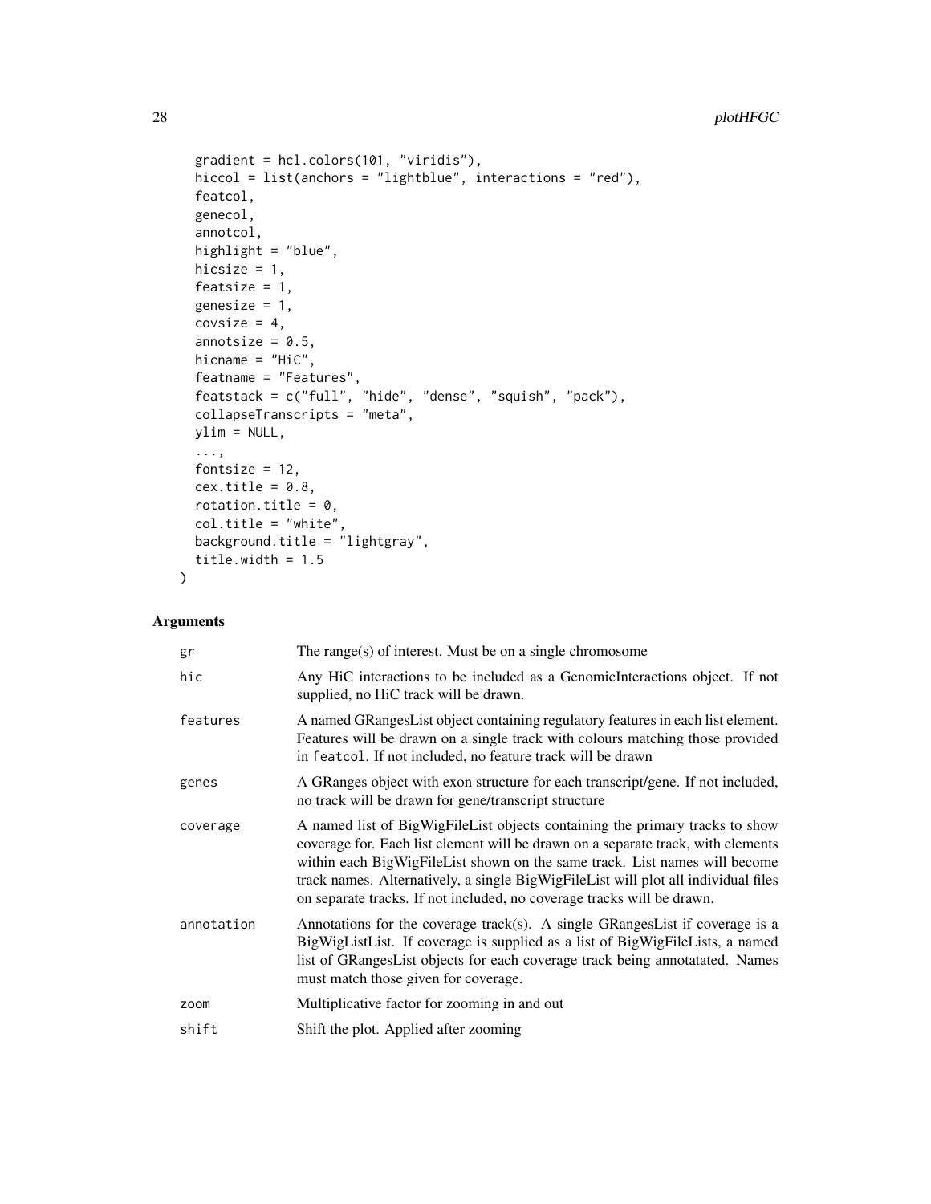```
  gradient = hcl.colors(101, "viridis"),
  hiccol = list(anchors = "lightblue", interactions = "red"),
  featcol,
  genecol,
  annotcol,
  highlight = "blue",
  hicsize = 1,
  featsize = 1,
  genesize = 1,
  covsize = 4,
  annotsize = 0.5,
  hicname = "HiC",
  featname = "Features",
  featstack = c("full", "hide", "dense", "squish", "pack"),
  collapseTranscripts = "meta",
  ylim = NULL,
  ...,
  fontsize = 12,
  cex.title = 0.8,
  rotation.title = 0,
  col.title = "white",
  background.title = "lightgray",
  title.width = 1.5
)
```

## Arguments

| | |
|---|---|
| gr | The range(s) of interest. Must be on a single chromosome |
| hic | Any HiC interactions to be included as a GenomicInteractions object. If not supplied, no HiC track will be drawn. |
| features | A named GRangesList object containing regulatory features in each list element. Features will be drawn on a single track with colours matching those provided in featcol. If not included, no feature track will be drawn |
| genes | A GRanges object with exon structure for each transcript/gene. If not included, no track will be drawn for gene/transcript structure |
| coverage | A named list of BigWigFileList objects containing the primary tracks to show coverage for. Each list element will be drawn on a separate track, with elements within each BigWigFileList shown on the same track. List names will become track names. Alternatively, a single BigWigFileList will plot all individual files on separate tracks. If not included, no coverage tracks will be drawn. |
| annotation | Annotations for the coverage track(s). A single GRangesList if coverage is a BigWigListList. If coverage is supplied as a list of BigWigFileLists, a named list of GRangesList objects for each coverage track being annotatated. Names must match those given for coverage. |
| zoom | Multiplicative factor for zooming in and out |
| shift | Shift the plot. Applied after zooming |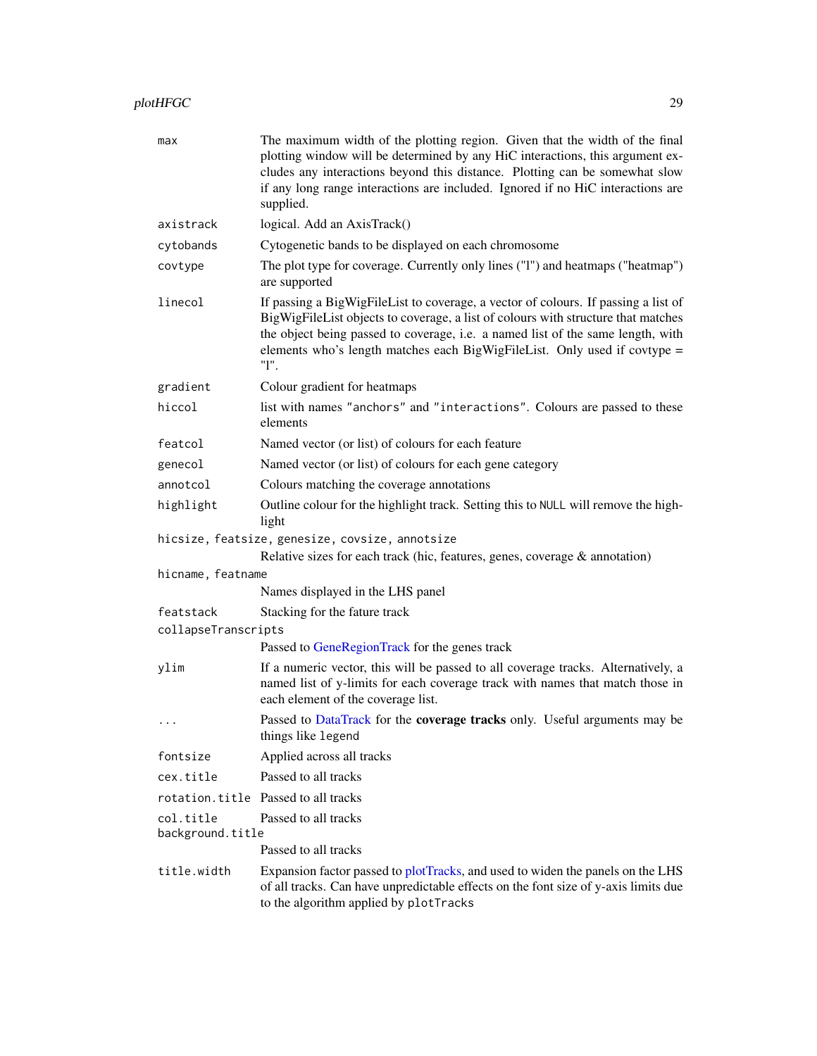| Argument | Description |
|---|---|
| `max` | The maximum width of the plotting region. Given that the width of the final plotting window will be determined by any HiC interactions, this argument excludes any interactions beyond this distance. Plotting can be somewhat slow if any long range interactions are included. Ignored if no HiC interactions are supplied. |
| `axistrack` | logical. Add an AxisTrack() |
| `cytobands` | Cytogenetic bands to be displayed on each chromosome |
| `covtype` | The plot type for coverage. Currently only lines ("l") and heatmaps ("heatmap") are supported |
| `linecol` | If passing a BigWigFileList to coverage, a vector of colours. If passing a list of BigWigFileList objects to coverage, a list of colours with structure that matches the object being passed to coverage, i.e. a named list of the same length, with elements who's length matches each BigWigFileList. Only used if covtype = "l". |
| `gradient` | Colour gradient for heatmaps |
| `hiccol` | list with names `"anchors"` and `"interactions"`. Colours are passed to these elements |
| `featcol` | Named vector (or list) of colours for each feature |
| `genecol` | Named vector (or list) of colours for each gene category |
| `annotcol` | Colours matching the coverage annotations |
| `highlight` | Outline colour for the highlight track. Setting this to `NULL` will remove the highlight |
| `hicsize, featsize, genesize, covsize, annotsize` | Relative sizes for each track (hic, features, genes, coverage & annotation) |
| `hicname, featname` | Names displayed in the LHS panel |
| `featstack` | Stacking for the fature track |
| `collapseTranscripts` | Passed to GeneRegionTrack for the genes track |
| `ylim` | If a numeric vector, this will be passed to all coverage tracks. Alternatively, a named list of y-limits for each coverage track with names that match those in each element of the coverage list. |
| `...` | Passed to DataTrack for the **coverage tracks** only. Useful arguments may be things like `legend` |
| `fontsize` | Applied across all tracks |
| `cex.title` | Passed to all tracks |
| `rotation.title` | Passed to all tracks |
| `col.title` | Passed to all tracks |
| `background.title` | Passed to all tracks |
| `title.width` | Expansion factor passed to plotTracks, and used to widen the panels on the LHS of all tracks. Can have unpredictable effects on the font size of y-axis limits due to the algorithm applied by `plotTracks` |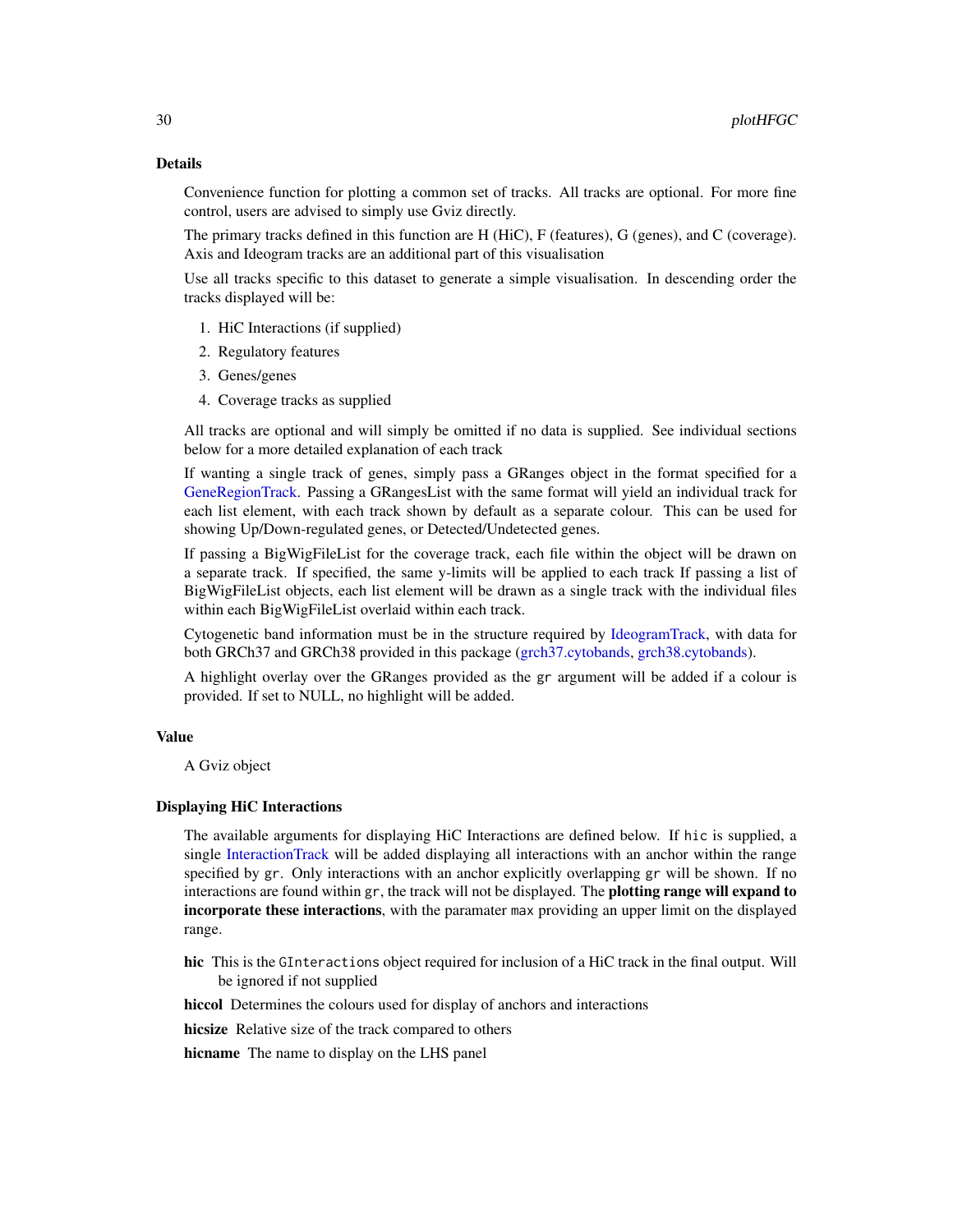### Details

Convenience function for plotting a common set of tracks. All tracks are optional. For more fine control, users are advised to simply use Gviz directly.

The primary tracks defined in this function are H (HiC), F (features), G (genes), and C (coverage). Axis and Ideogram tracks are an additional part of this visualisation

Use all tracks specific to this dataset to generate a simple visualisation. In descending order the tracks displayed will be:

1. HiC Interactions (if supplied)
2. Regulatory features
3. Genes/genes
4. Coverage tracks as supplied

All tracks are optional and will simply be omitted if no data is supplied. See individual sections below for a more detailed explanation of each track

If wanting a single track of genes, simply pass a GRanges object in the format specified for a GeneRegionTrack. Passing a GRangesList with the same format will yield an individual track for each list element, with each track shown by default as a separate colour. This can be used for showing Up/Down-regulated genes, or Detected/Undetected genes.

If passing a BigWigFileList for the coverage track, each file within the object will be drawn on a separate track. If specified, the same y-limits will be applied to each track If passing a list of BigWigFileList objects, each list element will be drawn as a single track with the individual files within each BigWigFileList overlaid within each track.

Cytogenetic band information must be in the structure required by IdeogramTrack, with data for both GRCh37 and GRCh38 provided in this package (grch37.cytobands, grch38.cytobands).

A highlight overlay over the GRanges provided as the `gr` argument will be added if a colour is provided. If set to NULL, no highlight will be added.

### Value

A Gviz object

### Displaying HiC Interactions

The available arguments for displaying HiC Interactions are defined below. If `hic` is supplied, a single InteractionTrack will be added displaying all interactions with an anchor within the range specified by `gr`. Only interactions with an anchor explicitly overlapping `gr` will be shown. If no interactions are found within `gr`, the track will not be displayed. The **plotting range will expand to incorporate these interactions**, with the paramater `max` providing an upper limit on the displayed range.

**hic** This is the `GInteractions` object required for inclusion of a HiC track in the final output. Will be ignored if not supplied

**hiccol** Determines the colours used for display of anchors and interactions

**hicsize** Relative size of the track compared to others

**hicname** The name to display on the LHS panel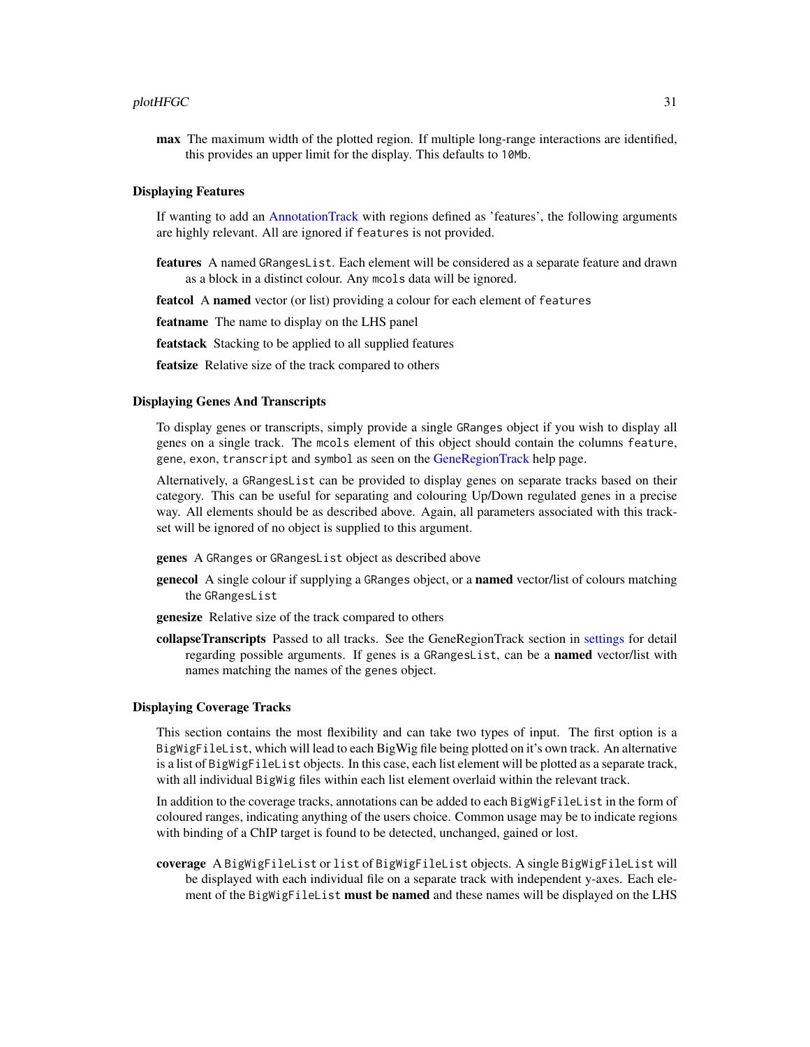**max** The maximum width of the plotted region. If multiple long-range interactions are identified, this provides an upper limit for the display. This defaults to `10Mb`.

### Displaying Features

If wanting to add an AnnotationTrack with regions defined as 'features', the following arguments are highly relevant. All are ignored if `features` is not provided.

**features** A named `GRangesList`. Each element will be considered as a separate feature and drawn as a block in a distinct colour. Any `mcols` data will be ignored.

**featcol** A **named** vector (or list) providing a colour for each element of `features`

**featname** The name to display on the LHS panel

**featstack** Stacking to be applied to all supplied features

**featsize** Relative size of the track compared to others

### Displaying Genes And Transcripts

To display genes or transcripts, simply provide a single `GRanges` object if you wish to display all genes on a single track. The `mcols` element of this object should contain the columns `feature`, `gene`, `exon`, `transcript` and `symbol` as seen on the GeneRegionTrack help page.

Alternatively, a `GRangesList` can be provided to display genes on separate tracks based on their category. This can be useful for separating and colouring Up/Down regulated genes in a precise way. All elements should be as described above. Again, all parameters associated with this trackset will be ignored of no object is supplied to this argument.

**genes** A `GRanges` or `GRangesList` object as described above

**genecol** A single colour if supplying a `GRanges` object, or a **named** vector/list of colours matching the `GRangesList`

**genesize** Relative size of the track compared to others

**collapseTranscripts** Passed to all tracks. See the GeneRegionTrack section in settings for detail regarding possible arguments. If genes is a `GRangesList`, can be a **named** vector/list with names matching the names of the `genes` object.

### Displaying Coverage Tracks

This section contains the most flexibility and can take two types of input. The first option is a `BigWigFileList`, which will lead to each BigWig file being plotted on it's own track. An alternative is a list of `BigWigFileList` objects. In this case, each list element will be plotted as a separate track, with all individual `BigWig` files within each list element overlaid within the relevant track.

In addition to the coverage tracks, annotations can be added to each `BigWigFileList` in the form of coloured ranges, indicating anything of the users choice. Common usage may be to indicate regions with binding of a ChIP target is found to be detected, unchanged, gained or lost.

**coverage** A `BigWigFileList` or `list` of `BigWigFileList` objects. A single `BigWigFileList` will be displayed with each individual file on a separate track with independent y-axes. Each element of the `BigWigFileList` **must be named** and these names will be displayed on the LHS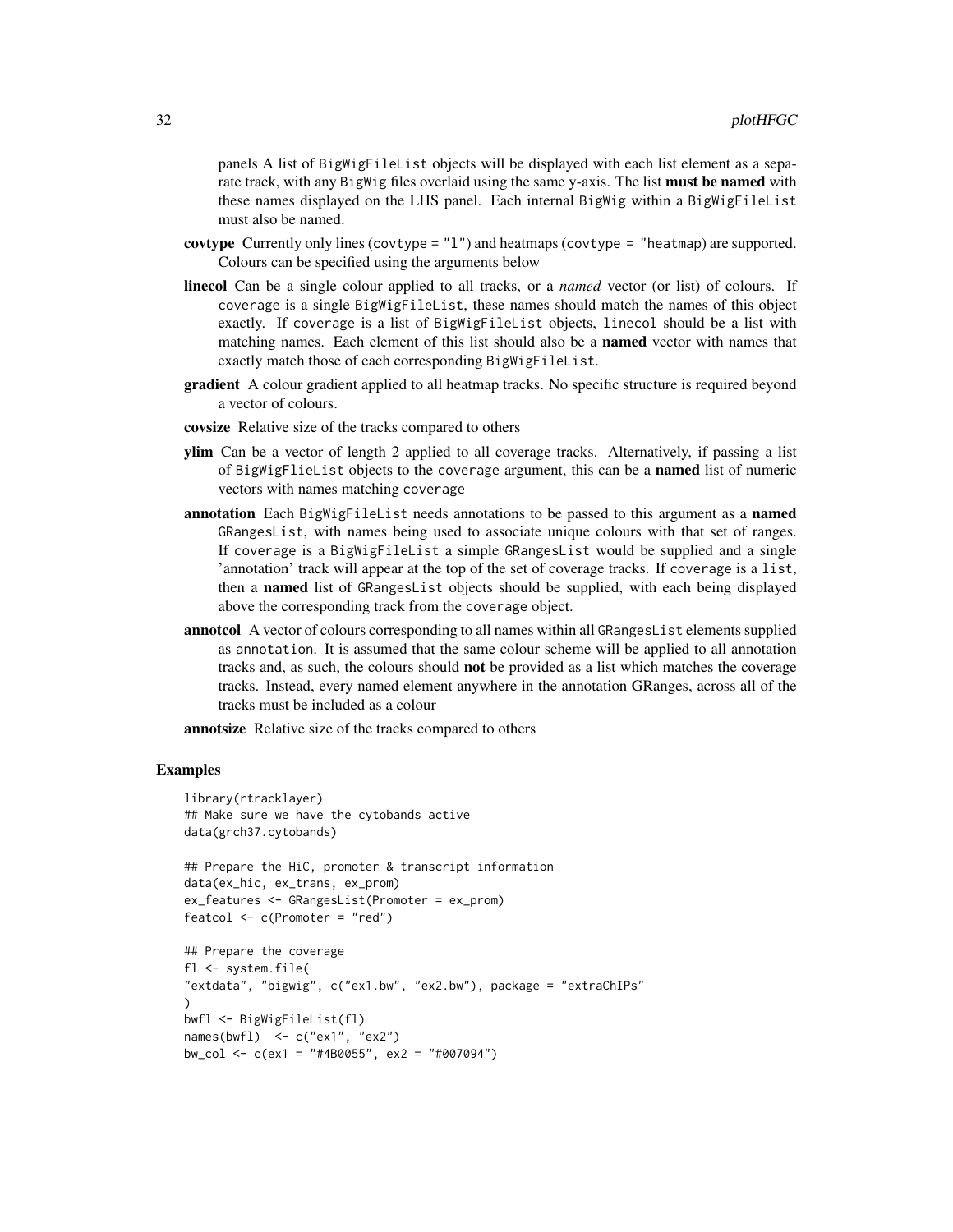panels A list of BigWigFileList objects will be displayed with each list element as a separate track, with any BigWig files overlaid using the same y-axis. The list **must be named** with these names displayed on the LHS panel. Each internal BigWig within a BigWigFileList must also be named.

**covtype** Currently only lines (covtype = "l") and heatmaps (covtype = "heatmap) are supported. Colours can be specified using the arguments below

**linecol** Can be a single colour applied to all tracks, or a *named* vector (or list) of colours. If coverage is a single BigWigFileList, these names should match the names of this object exactly. If coverage is a list of BigWigFileList objects, linecol should be a list with matching names. Each element of this list should also be a **named** vector with names that exactly match those of each corresponding BigWigFileList.

**gradient** A colour gradient applied to all heatmap tracks. No specific structure is required beyond a vector of colours.

**covsize** Relative size of the tracks compared to others

**ylim** Can be a vector of length 2 applied to all coverage tracks. Alternatively, if passing a list of BigWigFlieList objects to the coverage argument, this can be a **named** list of numeric vectors with names matching coverage

**annotation** Each BigWigFileList needs annotations to be passed to this argument as a **named** GRangesList, with names being used to associate unique colours with that set of ranges. If coverage is a BigWigFileList a simple GRangesList would be supplied and a single 'annotation' track will appear at the top of the set of coverage tracks. If coverage is a list, then a **named** list of GRangesList objects should be supplied, with each being displayed above the corresponding track from the coverage object.

**annotcol** A vector of colours corresponding to all names within all GRangesList elements supplied as annotation. It is assumed that the same colour scheme will be applied to all annotation tracks and, as such, the colours should **not** be provided as a list which matches the coverage tracks. Instead, every named element anywhere in the annotation GRanges, across all of the tracks must be included as a colour

**annotsize** Relative size of the tracks compared to others

## Examples

```
library(rtracklayer)
## Make sure we have the cytobands active
data(grch37.cytobands)

## Prepare the HiC, promoter & transcript information
data(ex_hic, ex_trans, ex_prom)
ex_features <- GRangesList(Promoter = ex_prom)
featcol <- c(Promoter = "red")

## Prepare the coverage
fl <- system.file(
"extdata", "bigwig", c("ex1.bw", "ex2.bw"), package = "extraChIPs"
)
bwfl <- BigWigFileList(fl)
names(bwfl)  <- c("ex1", "ex2")
bw_col <- c(ex1 = "#4B0055", ex2 = "#007094")
```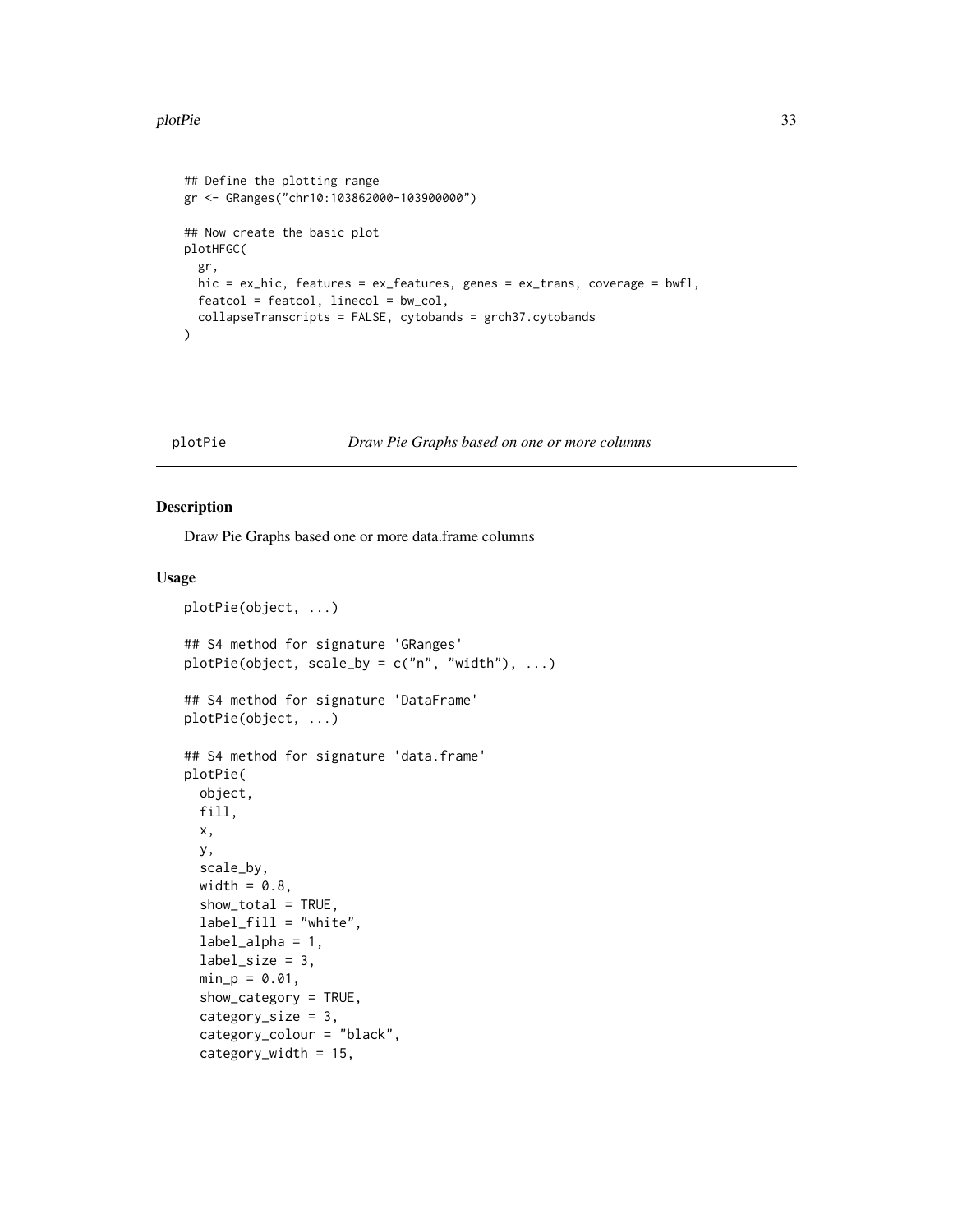```
## Define the plotting range
gr <- GRanges("chr10:103862000-103900000")

## Now create the basic plot
plotHFGC(
  gr,
  hic = ex_hic, features = ex_features, genes = ex_trans, coverage = bwfl,
  featcol = featcol, linecol = bw_col,
  collapseTranscripts = FALSE, cytobands = grch37.cytobands
)
```

---

## plotPie — *Draw Pie Graphs based on one or more columns*

---

### Description

Draw Pie Graphs based one or more data.frame columns

### Usage

```
plotPie(object, ...)

## S4 method for signature 'GRanges'
plotPie(object, scale_by = c("n", "width"), ...)

## S4 method for signature 'DataFrame'
plotPie(object, ...)

## S4 method for signature 'data.frame'
plotPie(
  object,
  fill,
  x,
  y,
  scale_by,
  width = 0.8,
  show_total = TRUE,
  label_fill = "white",
  label_alpha = 1,
  label_size = 3,
  min_p = 0.01,
  show_category = TRUE,
  category_size = 3,
  category_colour = "black",
  category_width = 15,
```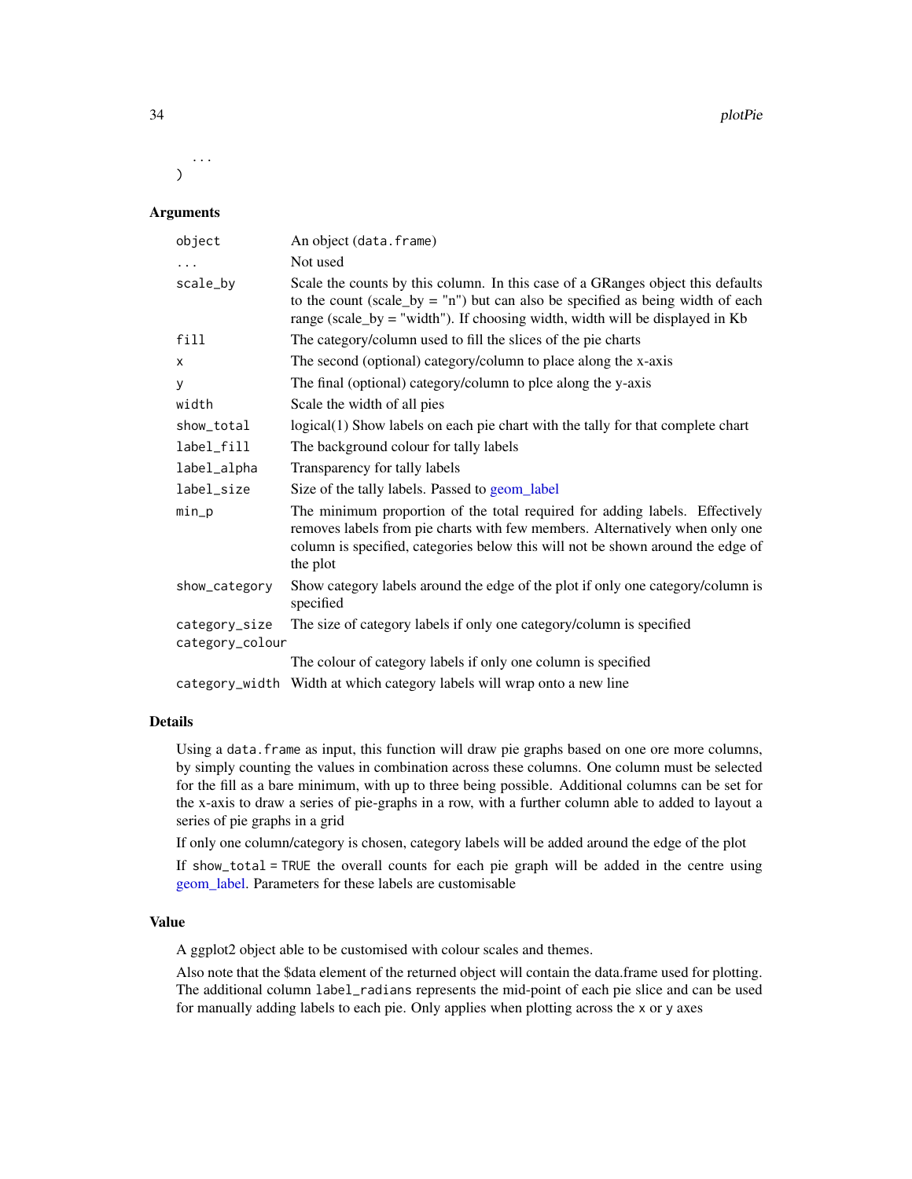```
  ...
)
```

### Arguments

| Argument | Description |
| --- | --- |
| `object` | An object (`data.frame`) |
| `...` | Not used |
| `scale_by` | Scale the counts by this column. In this case of a GRanges object this defaults to the count (scale_by = "n") but can also be specified as being width of each range (scale_by = "width"). If choosing width, width will be displayed in Kb |
| `fill` | The category/column used to fill the slices of the pie charts |
| `x` | The second (optional) category/column to place along the x-axis |
| `y` | The final (optional) category/column to plce along the y-axis |
| `width` | Scale the width of all pies |
| `show_total` | logical(1) Show labels on each pie chart with the tally for that complete chart |
| `label_fill` | The background colour for tally labels |
| `label_alpha` | Transparency for tally labels |
| `label_size` | Size of the tally labels. Passed to geom_label |
| `min_p` | The minimum proportion of the total required for adding labels. Effectively removes labels from pie charts with few members. Alternatively when only one column is specified, categories below this will not be shown around the edge of the plot |
| `show_category` | Show category labels around the edge of the plot if only one category/column is specified |
| `category_size` | The size of category labels if only one category/column is specified |
| `category_colour` | The colour of category labels if only one column is specified |
| `category_width` | Width at which category labels will wrap onto a new line |

### Details

Using a `data.frame` as input, this function will draw pie graphs based on one ore more columns, by simply counting the values in combination across these columns. One column must be selected for the fill as a bare minimum, with up to three being possible. Additional columns can be set for the x-axis to draw a series of pie-graphs in a row, with a further column able to added to layout a series of pie graphs in a grid

If only one column/category is chosen, category labels will be added around the edge of the plot

If `show_total = TRUE` the overall counts for each pie graph will be added in the centre using geom_label. Parameters for these labels are customisable

### Value

A ggplot2 object able to be customised with colour scales and themes.

Also note that the $data element of the returned object will contain the data.frame used for plotting. The additional column `label_radians` represents the mid-point of each pie slice and can be used for manually adding labels to each pie. Only applies when plotting across the `x` or `y` axes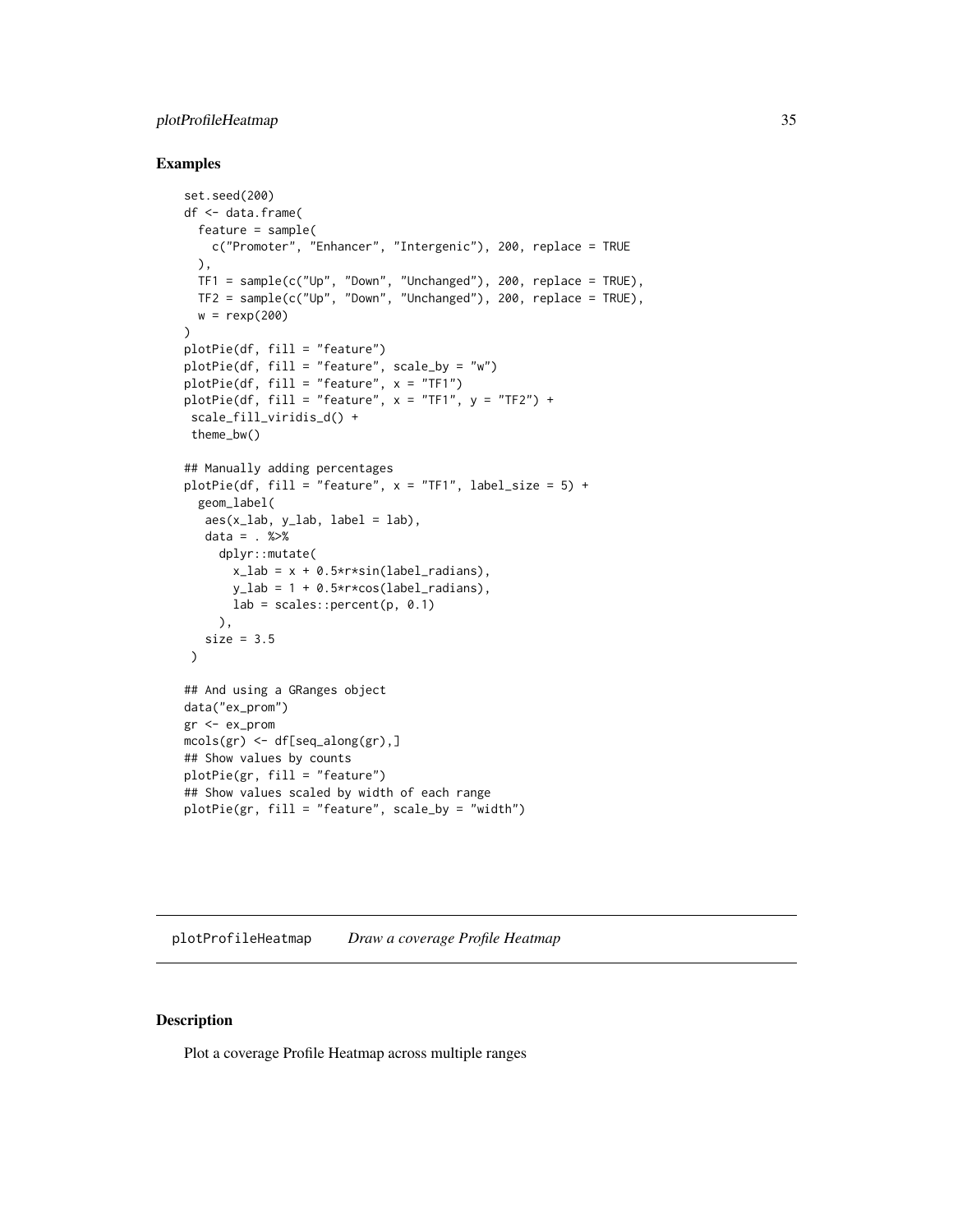## Examples

```
set.seed(200)
df <- data.frame(
  feature = sample(
    c("Promoter", "Enhancer", "Intergenic"), 200, replace = TRUE
  ),
  TF1 = sample(c("Up", "Down", "Unchanged"), 200, replace = TRUE),
  TF2 = sample(c("Up", "Down", "Unchanged"), 200, replace = TRUE),
  w = rexp(200)
)
plotPie(df, fill = "feature")
plotPie(df, fill = "feature", scale_by = "w")
plotPie(df, fill = "feature", x = "TF1")
plotPie(df, fill = "feature", x = "TF1", y = "TF2") +
 scale_fill_viridis_d() +
 theme_bw()

## Manually adding percentages
plotPie(df, fill = "feature", x = "TF1", label_size = 5) +
  geom_label(
   aes(x_lab, y_lab, label = lab),
   data = . %>%
     dplyr::mutate(
       x_lab = x + 0.5*r*sin(label_radians),
       y_lab = 1 + 0.5*r*cos(label_radians),
       lab = scales::percent(p, 0.1)
     ),
   size = 3.5
 )

## And using a GRanges object
data("ex_prom")
gr <- ex_prom
mcols(gr) <- df[seq_along(gr),]
## Show values by counts
plotPie(gr, fill = "feature")
## Show values scaled by width of each range
plotPie(gr, fill = "feature", scale_by = "width")
```

---

plotProfileHeatmap *Draw a coverage Profile Heatmap*

---

## Description

Plot a coverage Profile Heatmap across multiple ranges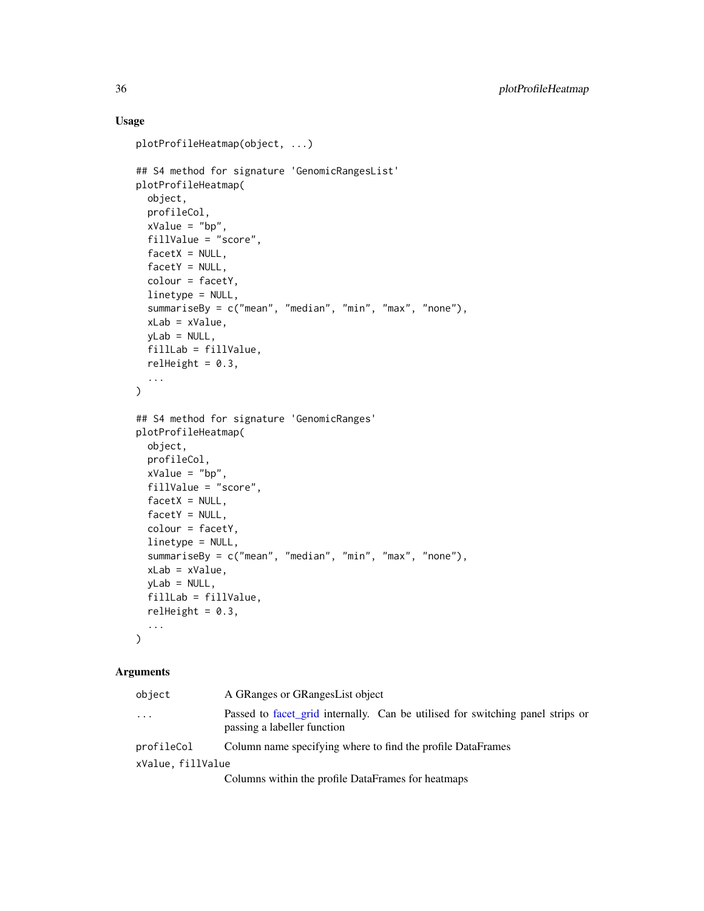### Usage

```
plotProfileHeatmap(object, ...)

## S4 method for signature 'GenomicRangesList'
plotProfileHeatmap(
  object,
  profileCol,
  xValue = "bp",
  fillValue = "score",
  facetX = NULL,
  facetY = NULL,
  colour = facetY,
  linetype = NULL,
  summariseBy = c("mean", "median", "min", "max", "none"),
  xLab = xValue,
  yLab = NULL,
  fillLab = fillValue,
  relHeight = 0.3,
  ...
)

## S4 method for signature 'GenomicRanges'
plotProfileHeatmap(
  object,
  profileCol,
  xValue = "bp",
  fillValue = "score",
  facetX = NULL,
  facetY = NULL,
  colour = facetY,
  linetype = NULL,
  summariseBy = c("mean", "median", "min", "max", "none"),
  xLab = xValue,
  yLab = NULL,
  fillLab = fillValue,
  relHeight = 0.3,
  ...
)
```

### Arguments

| Argument | Description |
| --- | --- |
| `object` | A GRanges or GRangesList object |
| `...` | Passed to facet_grid internally. Can be utilised for switching panel strips or passing a labeller function |
| `profileCol` | Column name specifying where to find the profile DataFrames |
| `xValue, fillValue` | Columns within the profile DataFrames for heatmaps |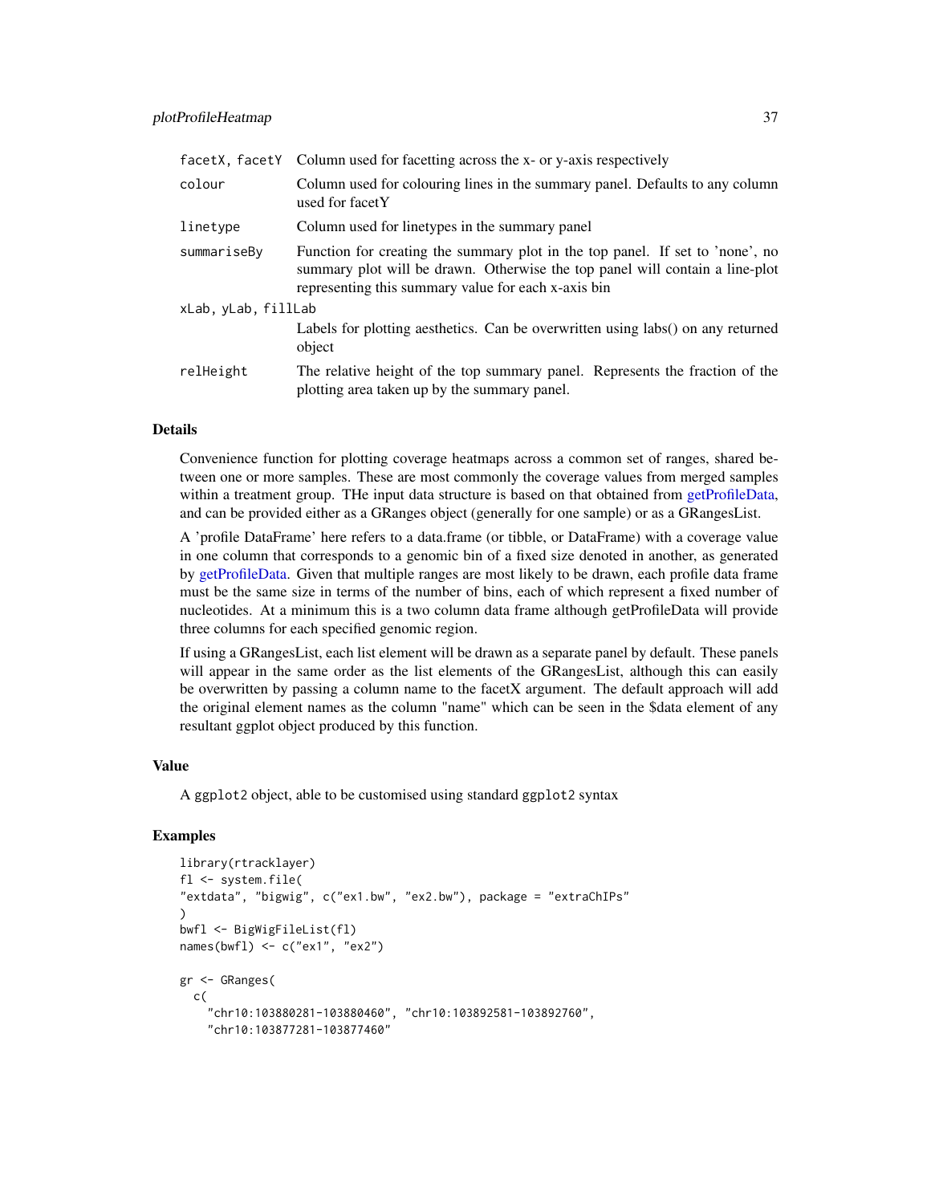| | |
|---|---|
| facetX, facetY | Column used for facetting across the x- or y-axis respectively |
| colour | Column used for colouring lines in the summary panel. Defaults to any column used for facetY |
| linetype | Column used for linetypes in the summary panel |
| summariseBy | Function for creating the summary plot in the top panel. If set to 'none', no summary plot will be drawn. Otherwise the top panel will contain a line-plot representing this summary value for each x-axis bin |
| xLab, yLab, fillLab | Labels for plotting aesthetics. Can be overwritten using labs() on any returned object |
| relHeight | The relative height of the top summary panel. Represents the fraction of the plotting area taken up by the summary panel. |

## Details

Convenience function for plotting coverage heatmaps across a common set of ranges, shared between one or more samples. These are most commonly the coverage values from merged samples within a treatment group. THe input data structure is based on that obtained from getProfileData, and can be provided either as a GRanges object (generally for one sample) or as a GRangesList.

A 'profile DataFrame' here refers to a data.frame (or tibble, or DataFrame) with a coverage value in one column that corresponds to a genomic bin of a fixed size denoted in another, as generated by getProfileData. Given that multiple ranges are most likely to be drawn, each profile data frame must be the same size in terms of the number of bins, each of which represent a fixed number of nucleotides. At a minimum this is a two column data frame although getProfileData will provide three columns for each specified genomic region.

If using a GRangesList, each list element will be drawn as a separate panel by default. These panels will appear in the same order as the list elements of the GRangesList, although this can easily be overwritten by passing a column name to the facetX argument. The default approach will add the original element names as the column "name" which can be seen in the $data element of any resultant ggplot object produced by this function.

## Value

A ggplot2 object, able to be customised using standard ggplot2 syntax

## Examples

```
library(rtracklayer)
fl <- system.file(
"extdata", "bigwig", c("ex1.bw", "ex2.bw"), package = "extraChIPs"
)
bwfl <- BigWigFileList(fl)
names(bwfl) <- c("ex1", "ex2")

gr <- GRanges(
  c(
    "chr10:103880281-103880460", "chr10:103892581-103892760",
    "chr10:103877281-103877460"
```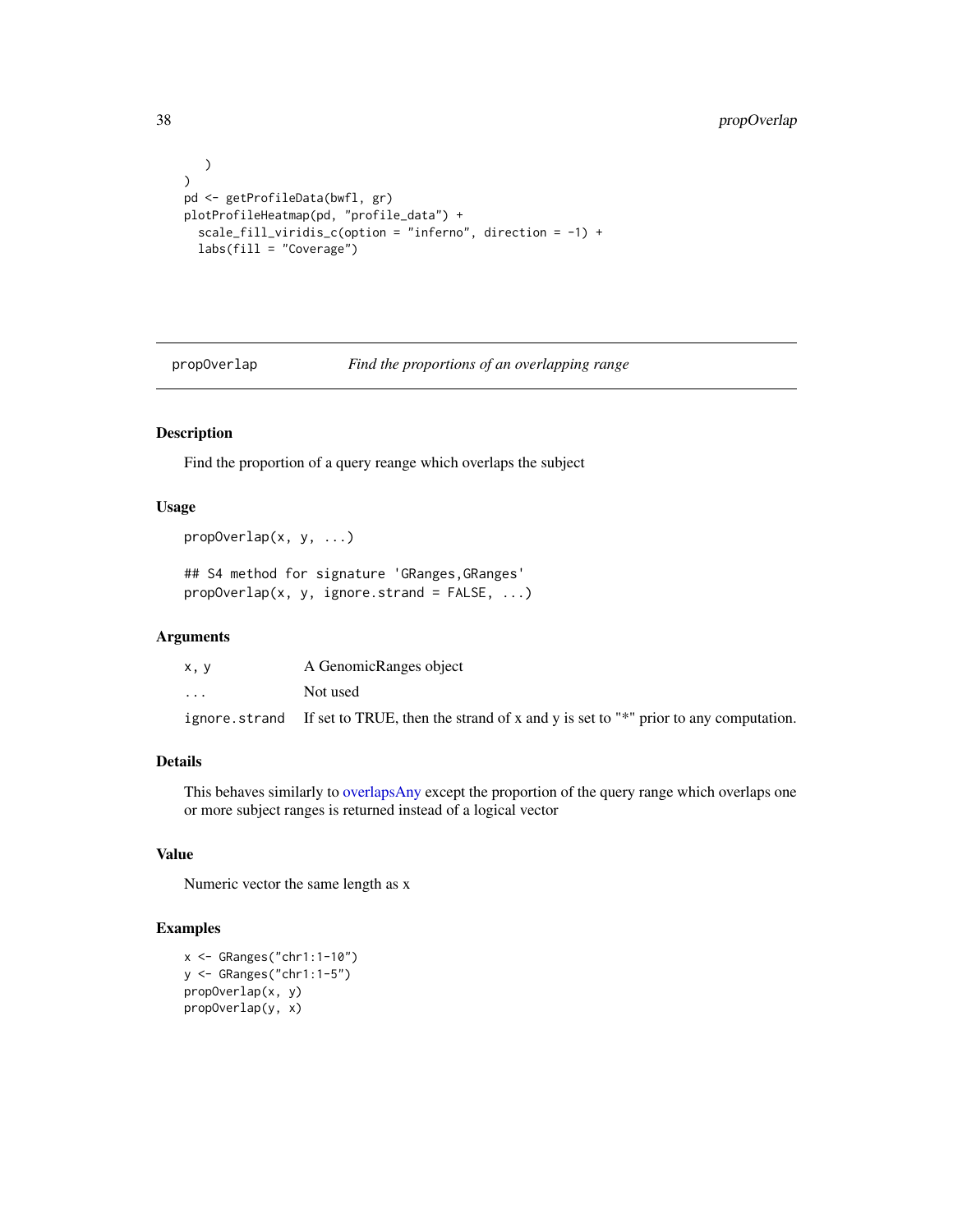```
    )
)
pd <- getProfileData(bwfl, gr)
plotProfileHeatmap(pd, "profile_data") +
  scale_fill_viridis_c(option = "inferno", direction = -1) +
  labs(fill = "Coverage")
```

---

## propOverlap *Find the proportions of an overlapping range*

### Description

Find the proportion of a query reange which overlaps the subject

### Usage

```
propOverlap(x, y, ...)

## S4 method for signature 'GRanges,GRanges'
propOverlap(x, y, ignore.strand = FALSE, ...)
```

### Arguments

| | |
|---|---|
| `x, y` | A GenomicRanges object |
| `...` | Not used |
| `ignore.strand` | If set to TRUE, then the strand of x and y is set to "*" prior to any computation. |

### Details

This behaves similarly to overlapsAny except the proportion of the query range which overlaps one or more subject ranges is returned instead of a logical vector

### Value

Numeric vector the same length as x

### Examples

```
x <- GRanges("chr1:1-10")
y <- GRanges("chr1:1-5")
propOverlap(x, y)
propOverlap(y, x)
```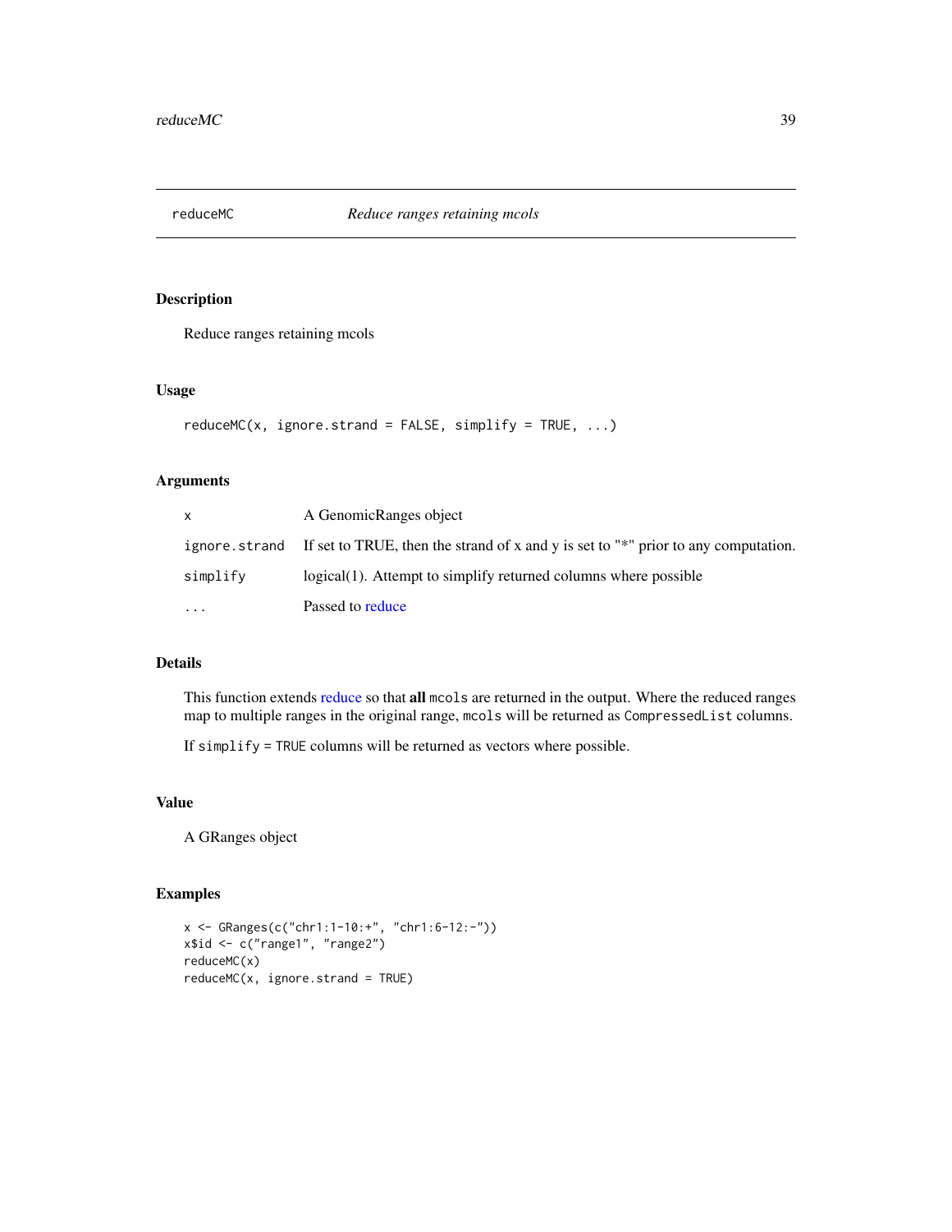## reduceMC — *Reduce ranges retaining mcols*

### Description

Reduce ranges retaining mcols

### Usage

```
reduceMC(x, ignore.strand = FALSE, simplify = TRUE, ...)
```

### Arguments

| | |
|---|---|
| `x` | A GenomicRanges object |
| `ignore.strand` | If set to TRUE, then the strand of x and y is set to "*" prior to any computation. |
| `simplify` | logical(1). Attempt to simplify returned columns where possible |
| `...` | Passed to reduce |

### Details

This function extends reduce so that **all** `mcols` are returned in the output. Where the reduced ranges map to multiple ranges in the original range, `mcols` will be returned as `CompressedList` columns.

If `simplify = TRUE` columns will be returned as vectors where possible.

### Value

A GRanges object

### Examples

```
x <- GRanges(c("chr1:1-10:+", "chr1:6-12:-"))
x$id <- c("range1", "range2")
reduceMC(x)
reduceMC(x, ignore.strand = TRUE)
```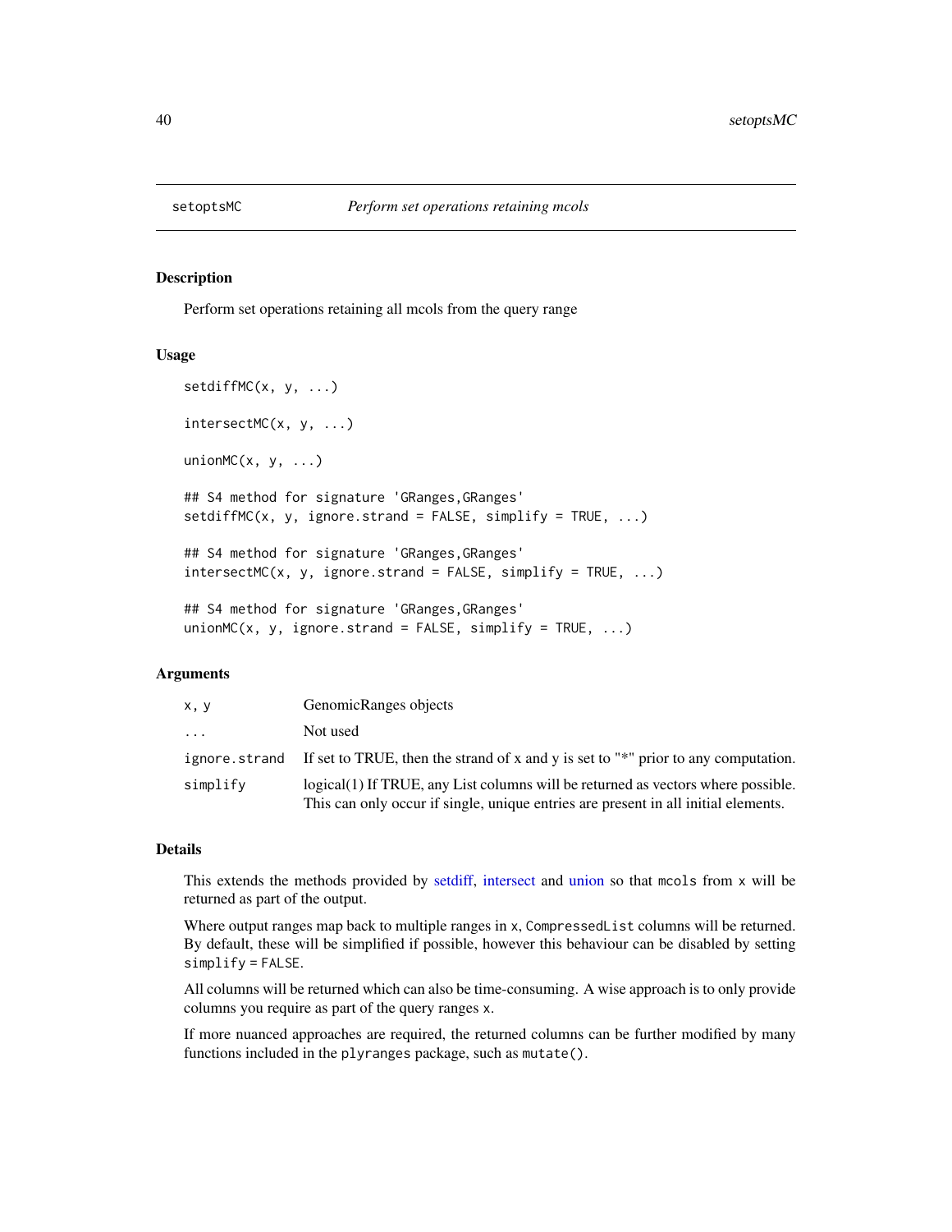# setoptsMC — *Perform set operations retaining mcols*

## Description

Perform set operations retaining all mcols from the query range

## Usage

```
setdiffMC(x, y, ...)

intersectMC(x, y, ...)

unionMC(x, y, ...)

## S4 method for signature 'GRanges,GRanges'
setdiffMC(x, y, ignore.strand = FALSE, simplify = TRUE, ...)

## S4 method for signature 'GRanges,GRanges'
intersectMC(x, y, ignore.strand = FALSE, simplify = TRUE, ...)

## S4 method for signature 'GRanges,GRanges'
unionMC(x, y, ignore.strand = FALSE, simplify = TRUE, ...)
```

## Arguments

| | |
|---|---|
| `x, y` | GenomicRanges objects |
| `...` | Not used |
| `ignore.strand` | If set to TRUE, then the strand of x and y is set to "*" prior to any computation. |
| `simplify` | logical(1) If TRUE, any List columns will be returned as vectors where possible. This can only occur if single, unique entries are present in all initial elements. |

## Details

This extends the methods provided by setdiff, intersect and union so that `mcols` from `x` will be returned as part of the output.

Where output ranges map back to multiple ranges in `x`, `CompressedList` columns will be returned. By default, these will be simplified if possible, however this behaviour can be disabled by setting `simplify = FALSE`.

All columns will be returned which can also be time-consuming. A wise approach is to only provide columns you require as part of the query ranges `x`.

If more nuanced approaches are required, the returned columns can be further modified by many functions included in the `plyranges` package, such as `mutate()`.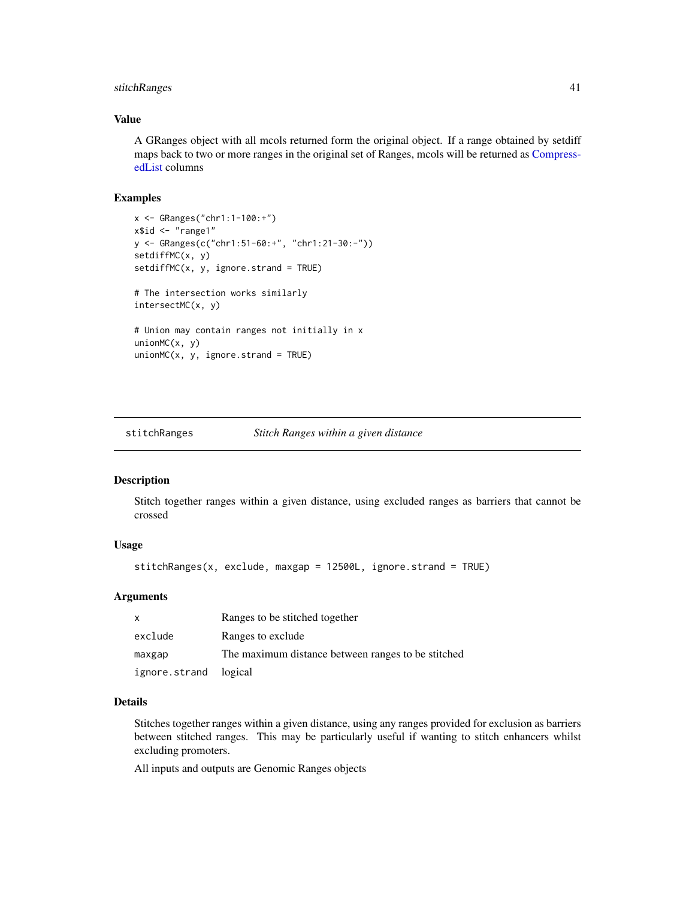## Value

A GRanges object with all mcols returned form the original object. If a range obtained by setdiff maps back to two or more ranges in the original set of Ranges, mcols will be returned as CompressedList columns

## Examples

```
x <- GRanges("chr1:1-100:+")
x$id <- "range1"
y <- GRanges(c("chr1:51-60:+", "chr1:21-30:-"))
setdiffMC(x, y)
setdiffMC(x, y, ignore.strand = TRUE)

# The intersection works similarly
intersectMC(x, y)

# Union may contain ranges not initially in x
unionMC(x, y)
unionMC(x, y, ignore.strand = TRUE)
```

---

# stitchRanges — *Stitch Ranges within a given distance*

## Description

Stitch together ranges within a given distance, using excluded ranges as barriers that cannot be crossed

## Usage

```
stitchRanges(x, exclude, maxgap = 12500L, ignore.strand = TRUE)
```

## Arguments

| | |
|---|---|
| x | Ranges to be stitched together |
| exclude | Ranges to exclude |
| maxgap | The maximum distance between ranges to be stitched |
| ignore.strand | logical |

## Details

Stitches together ranges within a given distance, using any ranges provided for exclusion as barriers between stitched ranges. This may be particularly useful if wanting to stitch enhancers whilst excluding promoters.

All inputs and outputs are Genomic Ranges objects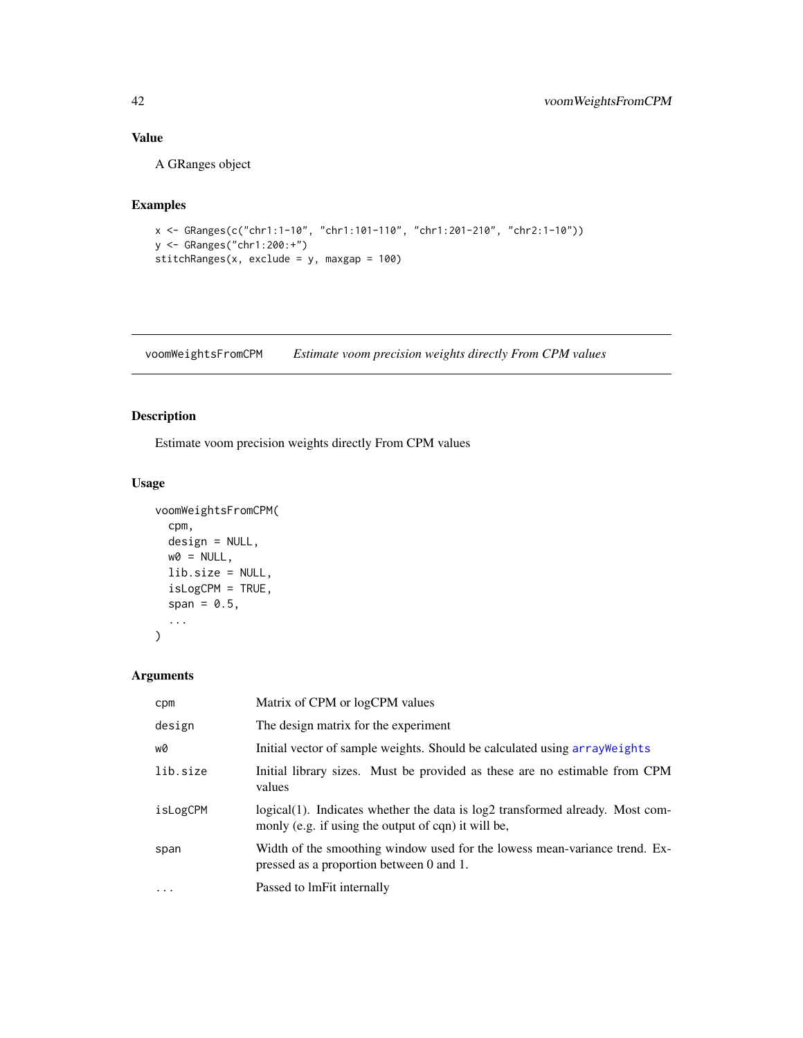## Value

A GRanges object

## Examples

```
x <- GRanges(c("chr1:1-10", "chr1:101-110", "chr1:201-210", "chr2:1-10"))
y <- GRanges("chr1:200:+")
stitchRanges(x, exclude = y, maxgap = 100)
```

---

# voomWeightsFromCPM *Estimate voom precision weights directly From CPM values*

---

## Description

Estimate voom precision weights directly From CPM values

## Usage

```
voomWeightsFromCPM(
  cpm,
  design = NULL,
  w0 = NULL,
  lib.size = NULL,
  isLogCPM = TRUE,
  span = 0.5,
  ...
)
```

## Arguments

| | |
|---|---|
| `cpm` | Matrix of CPM or logCPM values |
| `design` | The design matrix for the experiment |
| `w0` | Initial vector of sample weights. Should be calculated using `arrayWeights` |
| `lib.size` | Initial library sizes. Must be provided as these are no estimable from CPM values |
| `isLogCPM` | logical(1). Indicates whether the data is log2 transformed already. Most commonly (e.g. if using the output of cqn) it will be, |
| `span` | Width of the smoothing window used for the lowess mean-variance trend. Expressed as a proportion between 0 and 1. |
| `...` | Passed to lmFit internally |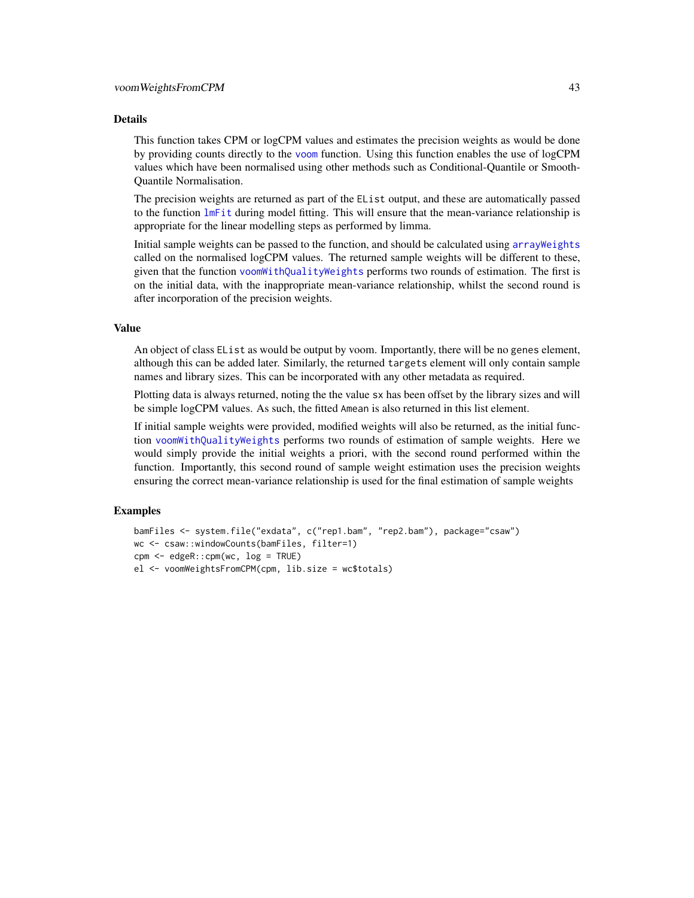### Details

This function takes CPM or logCPM values and estimates the precision weights as would be done by providing counts directly to the `voom` function. Using this function enables the use of logCPM values which have been normalised using other methods such as Conditional-Quantile or Smooth-Quantile Normalisation.

The precision weights are returned as part of the `EList` output, and these are automatically passed to the function `lmFit` during model fitting. This will ensure that the mean-variance relationship is appropriate for the linear modelling steps as performed by limma.

Initial sample weights can be passed to the function, and should be calculated using `arrayWeights` called on the normalised logCPM values. The returned sample weights will be different to these, given that the function `voomWithQualityWeights` performs two rounds of estimation. The first is on the initial data, with the inappropriate mean-variance relationship, whilst the second round is after incorporation of the precision weights.

### Value

An object of class `EList` as would be output by voom. Importantly, there will be no `genes` element, although this can be added later. Similarly, the returned `targets` element will only contain sample names and library sizes. This can be incorporated with any other metadata as required.

Plotting data is always returned, noting the the value `sx` has been offset by the library sizes and will be simple logCPM values. As such, the fitted `Amean` is also returned in this list element.

If initial sample weights were provided, modified weights will also be returned, as the initial function `voomWithQualityWeights` performs two rounds of estimation of sample weights. Here we would simply provide the initial weights a priori, with the second round performed within the function. Importantly, this second round of sample weight estimation uses the precision weights ensuring the correct mean-variance relationship is used for the final estimation of sample weights

### Examples

```
bamFiles <- system.file("exdata", c("rep1.bam", "rep2.bam"), package="csaw")
wc <- csaw::windowCounts(bamFiles, filter=1)
cpm <- edgeR::cpm(wc, log = TRUE)
el <- voomWeightsFromCPM(cpm, lib.size = wc$totals)
```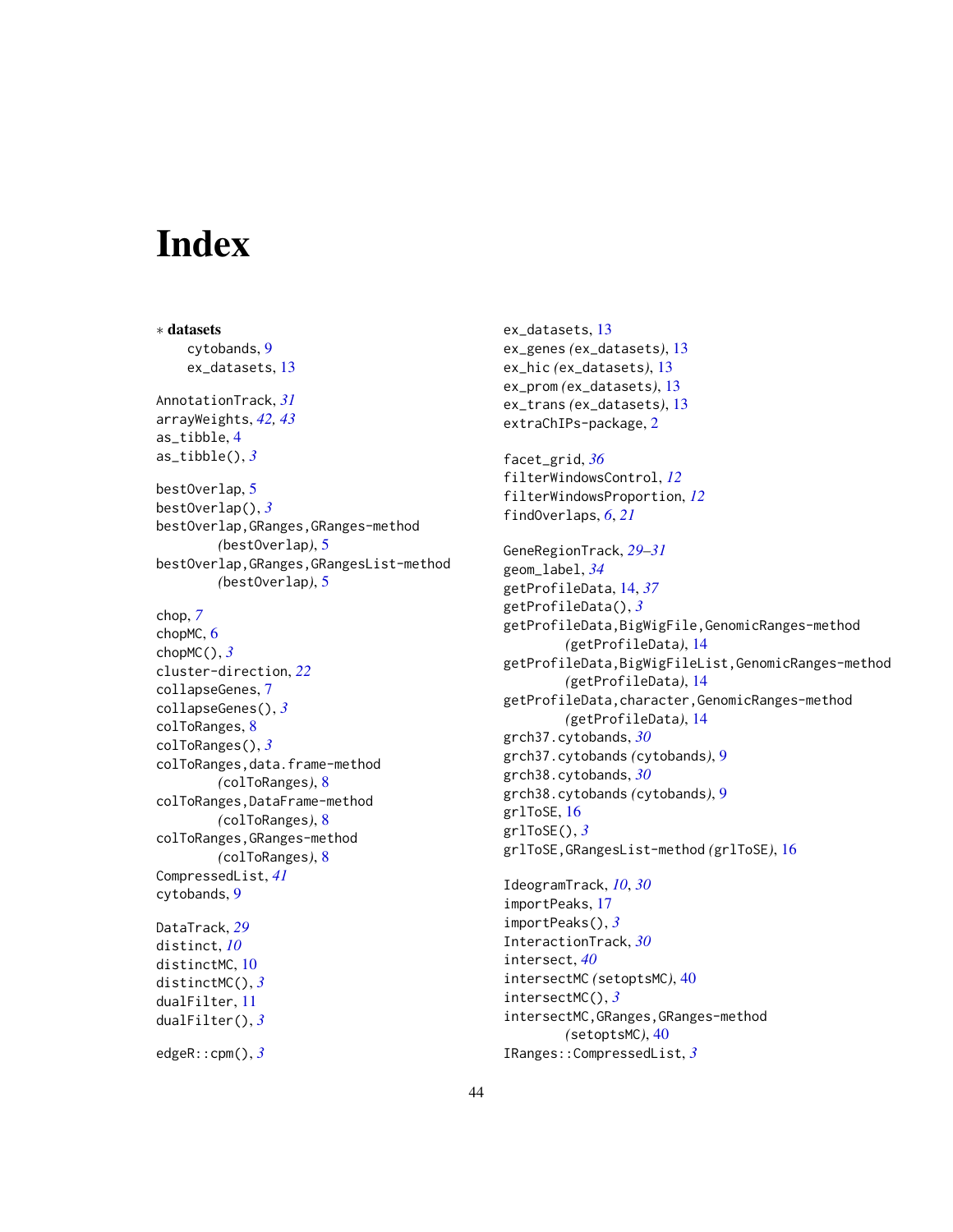# Index

∗ **datasets**
  cytobands, 9
  ex_datasets, 13

AnnotationTrack, *31*
arrayWeights, *42, 43*
as_tibble, 4
as_tibble(), *3*

bestOverlap, 5
bestOverlap(), *3*
bestOverlap,GRanges,GRanges-method *(bestOverlap)*, 5
bestOverlap,GRanges,GRangesList-method *(bestOverlap)*, 5

chop, *7*
chopMC, 6
chopMC(), *3*
cluster-direction, *22*
collapseGenes, 7
collapseGenes(), *3*
colToRanges, 8
colToRanges(), *3*
colToRanges,data.frame-method *(colToRanges)*, 8
colToRanges,DataFrame-method *(colToRanges)*, 8
colToRanges,GRanges-method *(colToRanges)*, 8
CompressedList, *41*
cytobands, 9

DataTrack, *29*
distinct, *10*
distinctMC, 10
distinctMC(), *3*
dualFilter, 11
dualFilter(), *3*

edgeR::cpm(), *3*

ex_datasets, 13
ex_genes *(ex_datasets)*, 13
ex_hic *(ex_datasets)*, 13
ex_prom *(ex_datasets)*, 13
ex_trans *(ex_datasets)*, 13
extraChIPs-package, 2

facet_grid, *36*
filterWindowsControl, *12*
filterWindowsProportion, *12*
findOverlaps, *6*, *21*

GeneRegionTrack, *29–31*
geom_label, *34*
getProfileData, 14, *37*
getProfileData(), *3*
getProfileData,BigWigFile,GenomicRanges-method *(getProfileData)*, 14
getProfileData,BigWigFileList,GenomicRanges-method *(getProfileData)*, 14
getProfileData,character,GenomicRanges-method *(getProfileData)*, 14
grch37.cytobands, *30*
grch37.cytobands *(cytobands)*, 9
grch38.cytobands, *30*
grch38.cytobands *(cytobands)*, 9
grlToSE, 16
grlToSE(), *3*
grlToSE,GRangesList-method *(grlToSE)*, 16

IdeogramTrack, *10*, *30*
importPeaks, 17
importPeaks(), *3*
InteractionTrack, *30*
intersect, *40*
intersectMC *(setoptsMC)*, 40
intersectMC(), *3*
intersectMC,GRanges,GRanges-method *(setoptsMC)*, 40
IRanges::CompressedList, *3*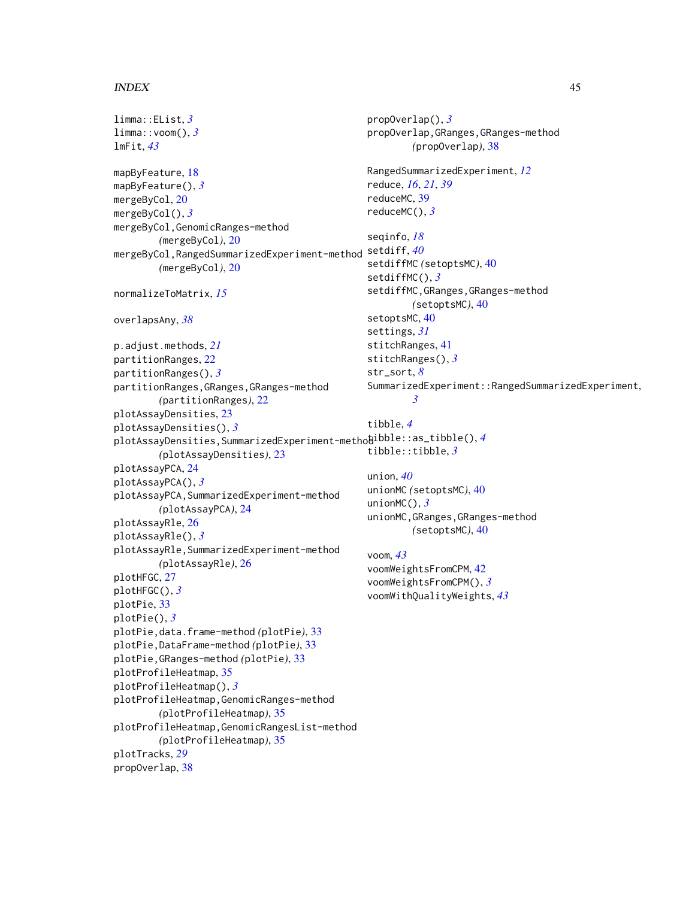limma::EList, *3*
limma::voom(), *3*
lmFit, *43*

mapByFeature, 18
mapByFeature(), *3*
mergeByCol, 20
mergeByCol(), *3*
mergeByCol,GenomicRanges-method
    *(*mergeByCol*)*, 20
mergeByCol,RangedSummarizedExperiment-method
    *(*mergeByCol*)*, 20

normalizeToMatrix, *15*

overlapsAny, *38*

p.adjust.methods, *21*
partitionRanges, 22
partitionRanges(), *3*
partitionRanges,GRanges,GRanges-method
    *(*partitionRanges*)*, 22
plotAssayDensities, 23
plotAssayDensities(), *3*
plotAssayDensities,SummarizedExperiment-method
    *(*plotAssayDensities*)*, 23
plotAssayPCA, 24
plotAssayPCA(), *3*
plotAssayPCA,SummarizedExperiment-method
    *(*plotAssayPCA*)*, 24
plotAssayRle, 26
plotAssayRle(), *3*
plotAssayRle,SummarizedExperiment-method
    *(*plotAssayRle*)*, 26
plotHFGC, 27
plotHFGC(), *3*
plotPie, 33
plotPie(), *3*
plotPie,data.frame-method *(*plotPie*)*, 33
plotPie,DataFrame-method *(*plotPie*)*, 33
plotPie,GRanges-method *(*plotPie*)*, 33
plotProfileHeatmap, 35
plotProfileHeatmap(), *3*
plotProfileHeatmap,GenomicRanges-method
    *(*plotProfileHeatmap*)*, 35
plotProfileHeatmap,GenomicRangesList-method
    *(*plotProfileHeatmap*)*, 35
plotTracks, *29*
propOverlap, 38
propOverlap(), *3*
propOverlap,GRanges,GRanges-method
    *(*propOverlap*)*, 38

RangedSummarizedExperiment, *12*
reduce, *16*, *21*, *39*
reduceMC, 39
reduceMC(), *3*

seqinfo, *18*
setdiff, *40*
setdiffMC *(*setoptsMC*)*, 40
setdiffMC(), *3*
setdiffMC,GRanges,GRanges-method
    *(*setoptsMC*)*, 40
setoptsMC, 40
settings, *31*
stitchRanges, 41
stitchRanges(), *3*
str_sort, *8*
SummarizedExperiment::RangedSummarizedExperiment,
    *3*

tibble, *4*
tibble::as_tibble(), *4*
tibble::tibble, *3*

union, *40*
unionMC *(*setoptsMC*)*, 40
unionMC(), *3*
unionMC,GRanges,GRanges-method
    *(*setoptsMC*)*, 40

voom, *43*
voomWeightsFromCPM, 42
voomWeightsFromCPM(), *3*
voomWithQualityWeights, *43*